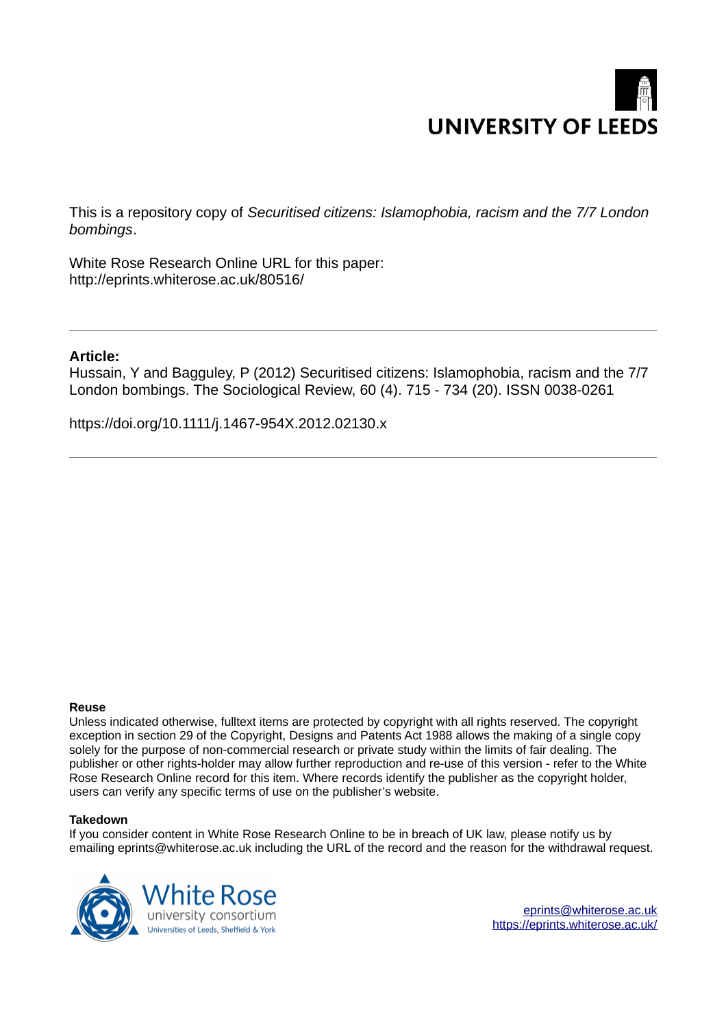UNIVERSITY OF LEEDS

This is a repository copy of *Securitised citizens: Islamophobia, racism and the 7/7 London bombings*.

White Rose Research Online URL for this paper:
http://eprints.whiterose.ac.uk/80516/

**Article:**

Hussain, Y and Bagguley, P (2012) Securitised citizens: Islamophobia, racism and the 7/7 London bombings. The Sociological Review, 60 (4). 715 - 734 (20). ISSN 0038-0261

https://doi.org/10.1111/j.1467-954X.2012.02130.x

**Reuse**

Unless indicated otherwise, fulltext items are protected by copyright with all rights reserved. The copyright exception in section 29 of the Copyright, Designs and Patents Act 1988 allows the making of a single copy solely for the purpose of non-commercial research or private study within the limits of fair dealing. The publisher or other rights-holder may allow further reproduction and re-use of this version - refer to the White Rose Research Online record for this item. Where records identify the publisher as the copyright holder, users can verify any specific terms of use on the publisher's website.

**Takedown**

If you consider content in White Rose Research Online to be in breach of UK law, please notify us by emailing eprints@whiterose.ac.uk including the URL of the record and the reason for the withdrawal request.

White Rose
university consortium
Universities of Leeds, Sheffield & York

eprints@whiterose.ac.uk
https://eprints.whiterose.ac.uk/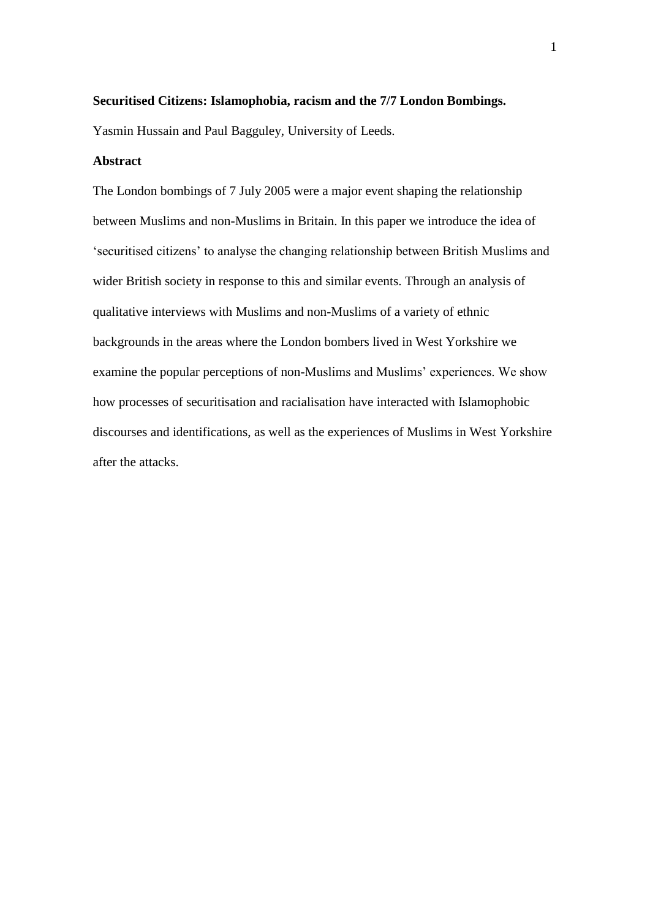**Securitised Citizens: Islamophobia, racism and the 7/7 London Bombings.**

Yasmin Hussain and Paul Bagguley, University of Leeds.

**Abstract**

The London bombings of 7 July 2005 were a major event shaping the relationship between Muslims and non-Muslims in Britain. In this paper we introduce the idea of 'securitised citizens' to analyse the changing relationship between British Muslims and wider British society in response to this and similar events. Through an analysis of qualitative interviews with Muslims and non-Muslims of a variety of ethnic backgrounds in the areas where the London bombers lived in West Yorkshire we examine the popular perceptions of non-Muslims and Muslims' experiences. We show how processes of securitisation and racialisation have interacted with Islamophobic discourses and identifications, as well as the experiences of Muslims in West Yorkshire after the attacks.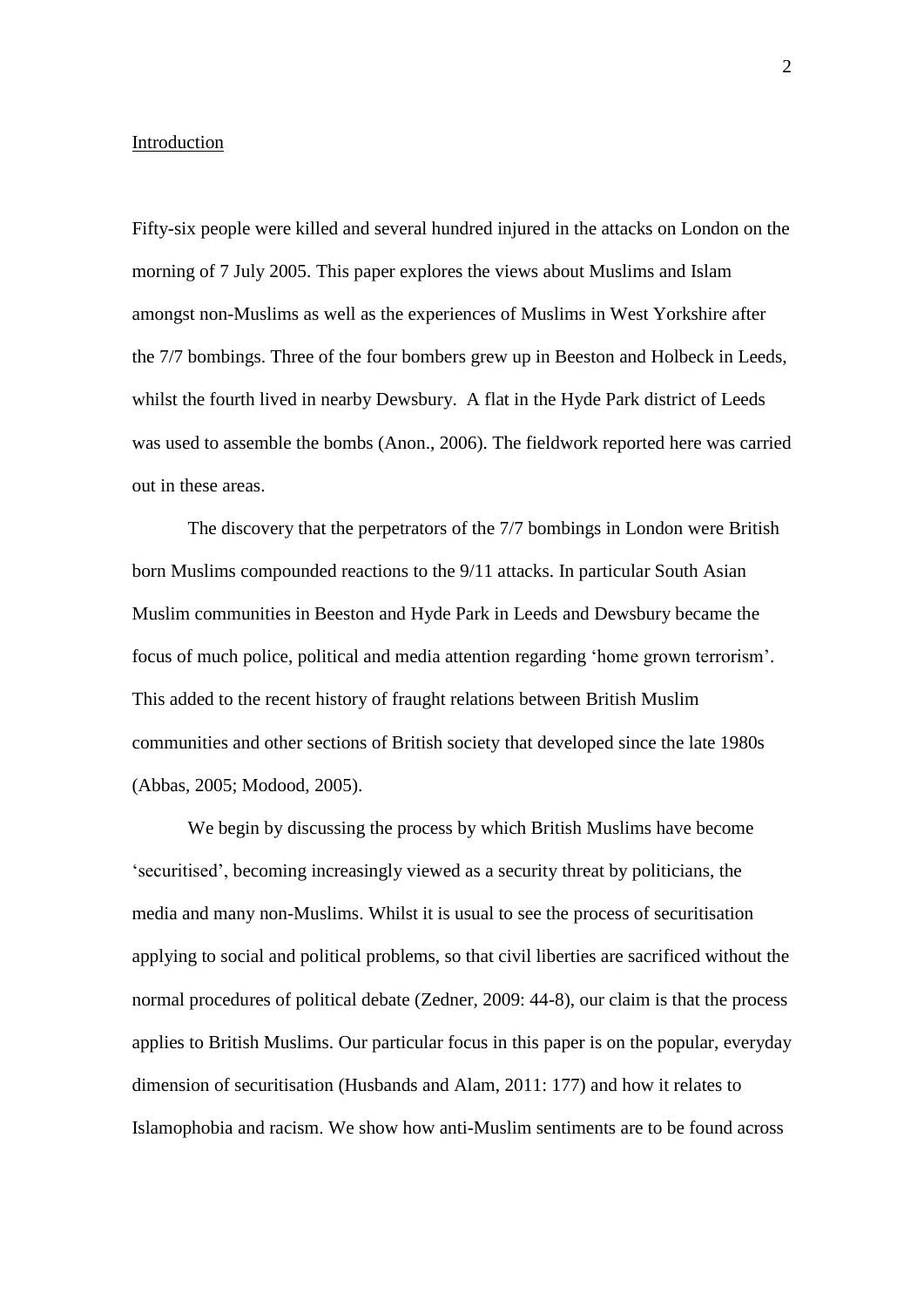## Introduction

Fifty-six people were killed and several hundred injured in the attacks on London on the morning of 7 July 2005. This paper explores the views about Muslims and Islam amongst non-Muslims as well as the experiences of Muslims in West Yorkshire after the 7/7 bombings. Three of the four bombers grew up in Beeston and Holbeck in Leeds, whilst the fourth lived in nearby Dewsbury. A flat in the Hyde Park district of Leeds was used to assemble the bombs (Anon., 2006). The fieldwork reported here was carried out in these areas.

The discovery that the perpetrators of the 7/7 bombings in London were British born Muslims compounded reactions to the 9/11 attacks. In particular South Asian Muslim communities in Beeston and Hyde Park in Leeds and Dewsbury became the focus of much police, political and media attention regarding 'home grown terrorism'. This added to the recent history of fraught relations between British Muslim communities and other sections of British society that developed since the late 1980s (Abbas, 2005; Modood, 2005).

We begin by discussing the process by which British Muslims have become 'securitised', becoming increasingly viewed as a security threat by politicians, the media and many non-Muslims. Whilst it is usual to see the process of securitisation applying to social and political problems, so that civil liberties are sacrificed without the normal procedures of political debate (Zedner, 2009: 44-8), our claim is that the process applies to British Muslims. Our particular focus in this paper is on the popular, everyday dimension of securitisation (Husbands and Alam, 2011: 177) and how it relates to Islamophobia and racism. We show how anti-Muslim sentiments are to be found across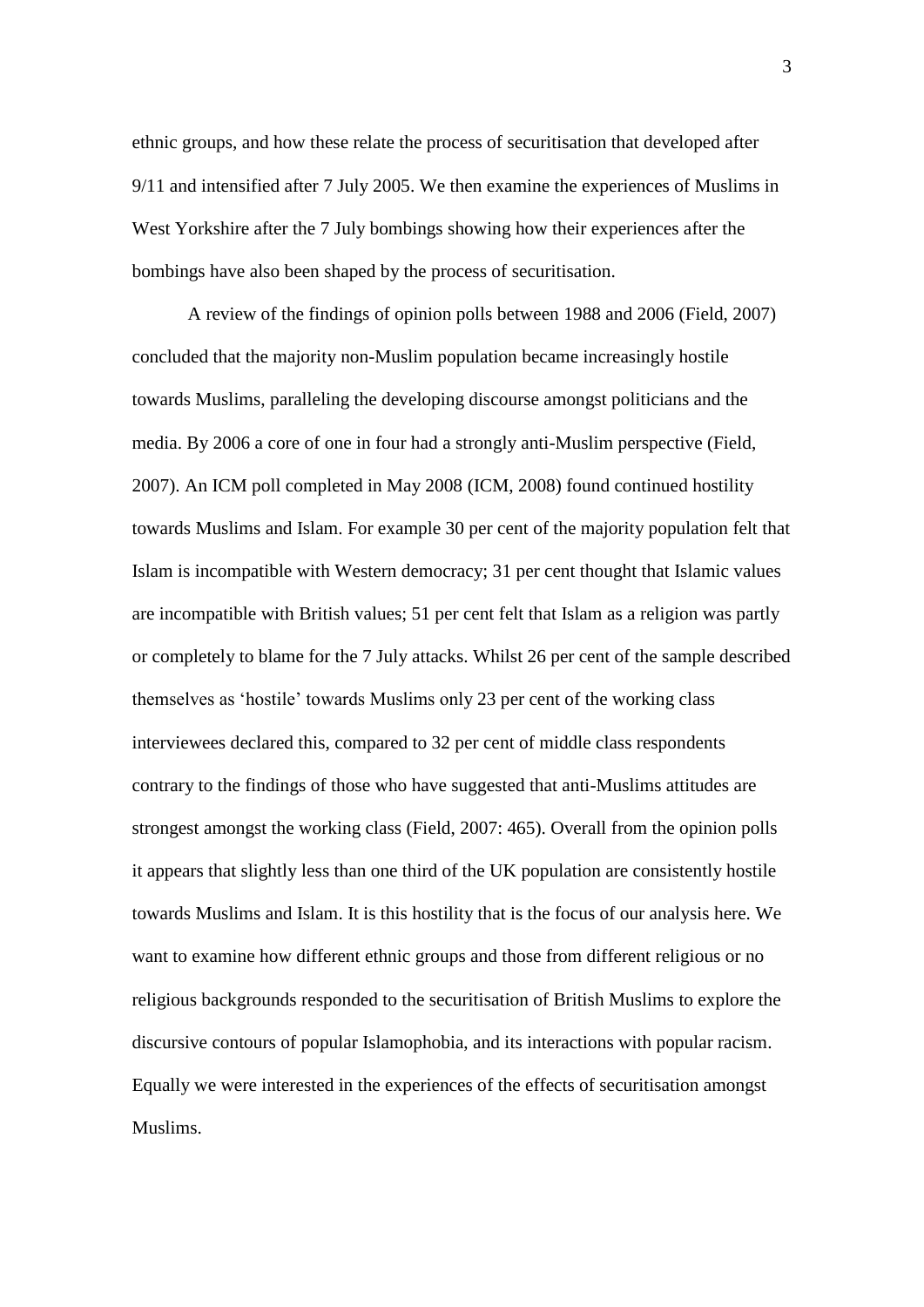ethnic groups, and how these relate the process of securitisation that developed after 9/11 and intensified after 7 July 2005. We then examine the experiences of Muslims in West Yorkshire after the 7 July bombings showing how their experiences after the bombings have also been shaped by the process of securitisation.

A review of the findings of opinion polls between 1988 and 2006 (Field, 2007) concluded that the majority non-Muslim population became increasingly hostile towards Muslims, paralleling the developing discourse amongst politicians and the media. By 2006 a core of one in four had a strongly anti-Muslim perspective (Field, 2007). An ICM poll completed in May 2008 (ICM, 2008) found continued hostility towards Muslims and Islam. For example 30 per cent of the majority population felt that Islam is incompatible with Western democracy; 31 per cent thought that Islamic values are incompatible with British values; 51 per cent felt that Islam as a religion was partly or completely to blame for the 7 July attacks. Whilst 26 per cent of the sample described themselves as 'hostile' towards Muslims only 23 per cent of the working class interviewees declared this, compared to 32 per cent of middle class respondents contrary to the findings of those who have suggested that anti-Muslims attitudes are strongest amongst the working class (Field, 2007: 465). Overall from the opinion polls it appears that slightly less than one third of the UK population are consistently hostile towards Muslims and Islam. It is this hostility that is the focus of our analysis here. We want to examine how different ethnic groups and those from different religious or no religious backgrounds responded to the securitisation of British Muslims to explore the discursive contours of popular Islamophobia, and its interactions with popular racism. Equally we were interested in the experiences of the effects of securitisation amongst Muslims.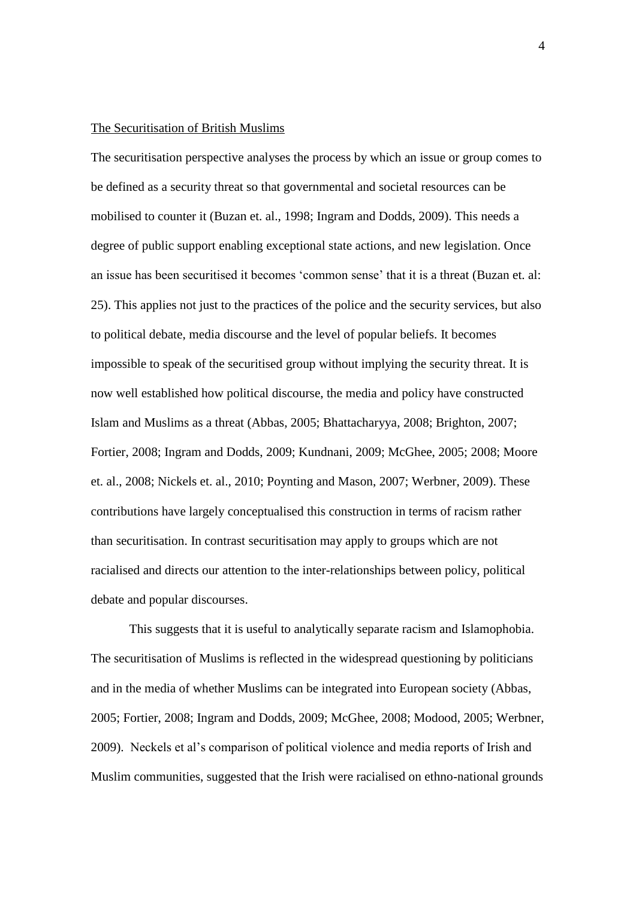## The Securitisation of British Muslims

The securitisation perspective analyses the process by which an issue or group comes to be defined as a security threat so that governmental and societal resources can be mobilised to counter it (Buzan et. al., 1998; Ingram and Dodds, 2009). This needs a degree of public support enabling exceptional state actions, and new legislation. Once an issue has been securitised it becomes 'common sense' that it is a threat (Buzan et. al: 25). This applies not just to the practices of the police and the security services, but also to political debate, media discourse and the level of popular beliefs. It becomes impossible to speak of the securitised group without implying the security threat. It is now well established how political discourse, the media and policy have constructed Islam and Muslims as a threat (Abbas, 2005; Bhattacharyya, 2008; Brighton, 2007; Fortier, 2008; Ingram and Dodds, 2009; Kundnani, 2009; McGhee, 2005; 2008; Moore et. al., 2008; Nickels et. al., 2010; Poynting and Mason, 2007; Werbner, 2009). These contributions have largely conceptualised this construction in terms of racism rather than securitisation. In contrast securitisation may apply to groups which are not racialised and directs our attention to the inter-relationships between policy, political debate and popular discourses.

This suggests that it is useful to analytically separate racism and Islamophobia. The securitisation of Muslims is reflected in the widespread questioning by politicians and in the media of whether Muslims can be integrated into European society (Abbas, 2005; Fortier, 2008; Ingram and Dodds, 2009; McGhee, 2008; Modood, 2005; Werbner, 2009). Neckels et al's comparison of political violence and media reports of Irish and Muslim communities, suggested that the Irish were racialised on ethno-national grounds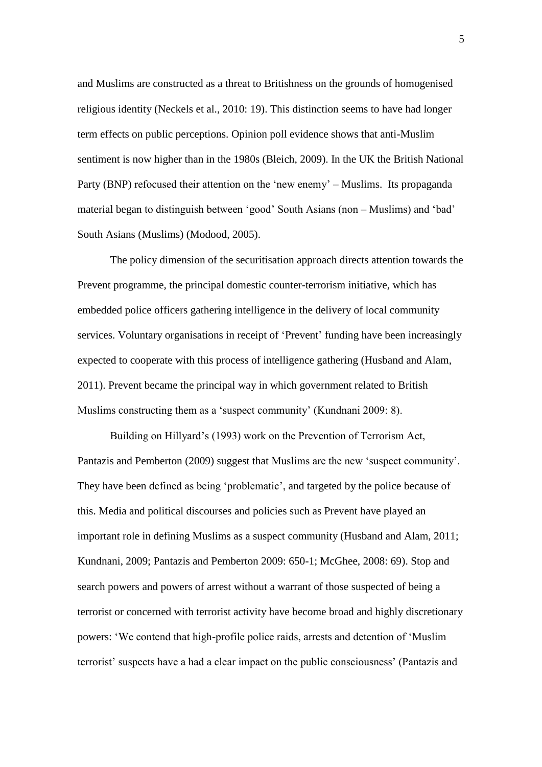and Muslims are constructed as a threat to Britishness on the grounds of homogenised religious identity (Neckels et al., 2010: 19). This distinction seems to have had longer term effects on public perceptions. Opinion poll evidence shows that anti-Muslim sentiment is now higher than in the 1980s (Bleich, 2009). In the UK the British National Party (BNP) refocused their attention on the 'new enemy' – Muslims. Its propaganda material began to distinguish between 'good' South Asians (non – Muslims) and 'bad' South Asians (Muslims) (Modood, 2005).

The policy dimension of the securitisation approach directs attention towards the Prevent programme, the principal domestic counter-terrorism initiative, which has embedded police officers gathering intelligence in the delivery of local community services. Voluntary organisations in receipt of 'Prevent' funding have been increasingly expected to cooperate with this process of intelligence gathering (Husband and Alam, 2011). Prevent became the principal way in which government related to British Muslims constructing them as a 'suspect community' (Kundnani 2009: 8).

Building on Hillyard's (1993) work on the Prevention of Terrorism Act, Pantazis and Pemberton (2009) suggest that Muslims are the new 'suspect community'. They have been defined as being 'problematic', and targeted by the police because of this. Media and political discourses and policies such as Prevent have played an important role in defining Muslims as a suspect community (Husband and Alam, 2011; Kundnani, 2009; Pantazis and Pemberton 2009: 650-1; McGhee, 2008: 69). Stop and search powers and powers of arrest without a warrant of those suspected of being a terrorist or concerned with terrorist activity have become broad and highly discretionary powers: 'We contend that high-profile police raids, arrests and detention of 'Muslim terrorist' suspects have a had a clear impact on the public consciousness' (Pantazis and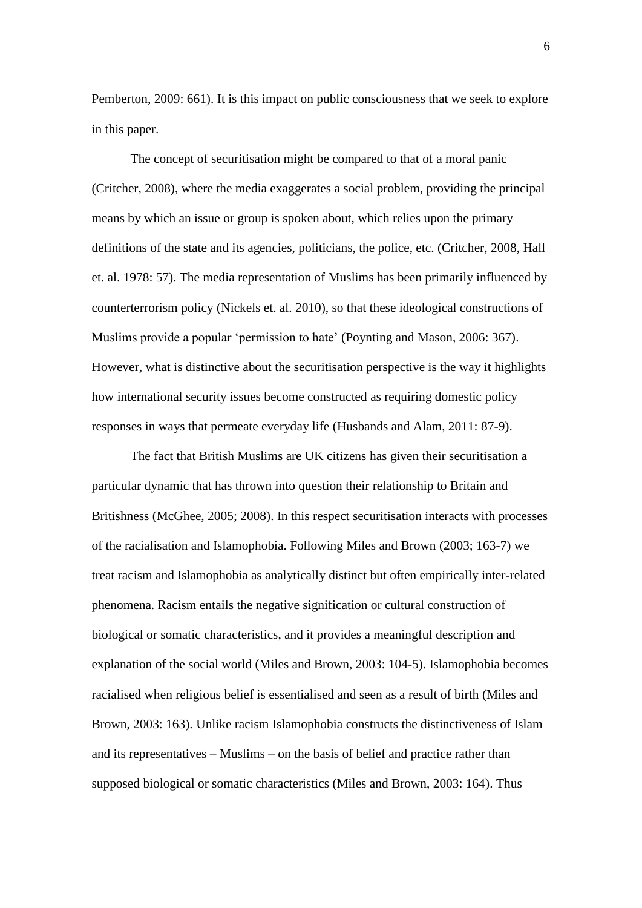Pemberton, 2009: 661). It is this impact on public consciousness that we seek to explore in this paper.

The concept of securitisation might be compared to that of a moral panic (Critcher, 2008), where the media exaggerates a social problem, providing the principal means by which an issue or group is spoken about, which relies upon the primary definitions of the state and its agencies, politicians, the police, etc. (Critcher, 2008, Hall et. al. 1978: 57). The media representation of Muslims has been primarily influenced by counterterrorism policy (Nickels et. al. 2010), so that these ideological constructions of Muslims provide a popular 'permission to hate' (Poynting and Mason, 2006: 367). However, what is distinctive about the securitisation perspective is the way it highlights how international security issues become constructed as requiring domestic policy responses in ways that permeate everyday life (Husbands and Alam, 2011: 87-9).

The fact that British Muslims are UK citizens has given their securitisation a particular dynamic that has thrown into question their relationship to Britain and Britishness (McGhee, 2005; 2008). In this respect securitisation interacts with processes of the racialisation and Islamophobia. Following Miles and Brown (2003; 163-7) we treat racism and Islamophobia as analytically distinct but often empirically inter-related phenomena. Racism entails the negative signification or cultural construction of biological or somatic characteristics, and it provides a meaningful description and explanation of the social world (Miles and Brown, 2003: 104-5). Islamophobia becomes racialised when religious belief is essentialised and seen as a result of birth (Miles and Brown, 2003: 163). Unlike racism Islamophobia constructs the distinctiveness of Islam and its representatives – Muslims – on the basis of belief and practice rather than supposed biological or somatic characteristics (Miles and Brown, 2003: 164). Thus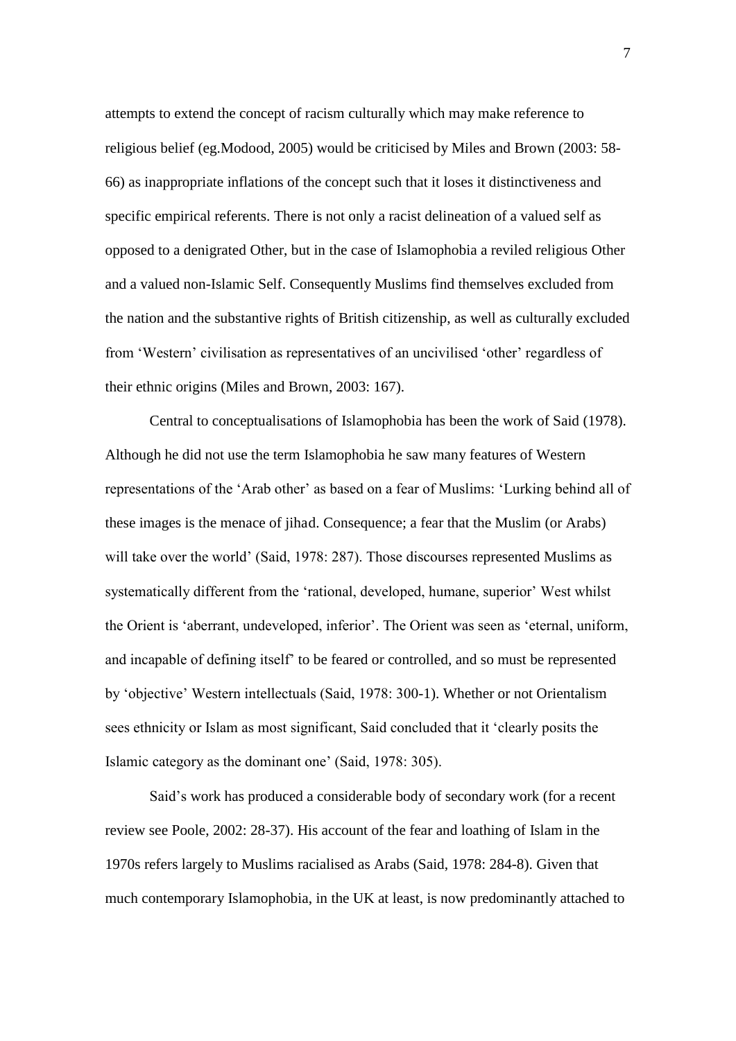attempts to extend the concept of racism culturally which may make reference to religious belief (eg.Modood, 2005) would be criticised by Miles and Brown (2003: 58-66) as inappropriate inflations of the concept such that it loses it distinctiveness and specific empirical referents. There is not only a racist delineation of a valued self as opposed to a denigrated Other, but in the case of Islamophobia a reviled religious Other and a valued non-Islamic Self. Consequently Muslims find themselves excluded from the nation and the substantive rights of British citizenship, as well as culturally excluded from 'Western' civilisation as representatives of an uncivilised 'other' regardless of their ethnic origins (Miles and Brown, 2003: 167).

Central to conceptualisations of Islamophobia has been the work of Said (1978). Although he did not use the term Islamophobia he saw many features of Western representations of the 'Arab other' as based on a fear of Muslims: 'Lurking behind all of these images is the menace of jihad. Consequence; a fear that the Muslim (or Arabs) will take over the world' (Said, 1978: 287). Those discourses represented Muslims as systematically different from the 'rational, developed, humane, superior' West whilst the Orient is 'aberrant, undeveloped, inferior'. The Orient was seen as 'eternal, uniform, and incapable of defining itself' to be feared or controlled, and so must be represented by 'objective' Western intellectuals (Said, 1978: 300-1). Whether or not Orientalism sees ethnicity or Islam as most significant, Said concluded that it 'clearly posits the Islamic category as the dominant one' (Said, 1978: 305).

Said's work has produced a considerable body of secondary work (for a recent review see Poole, 2002: 28-37). His account of the fear and loathing of Islam in the 1970s refers largely to Muslims racialised as Arabs (Said, 1978: 284-8). Given that much contemporary Islamophobia, in the UK at least, is now predominantly attached to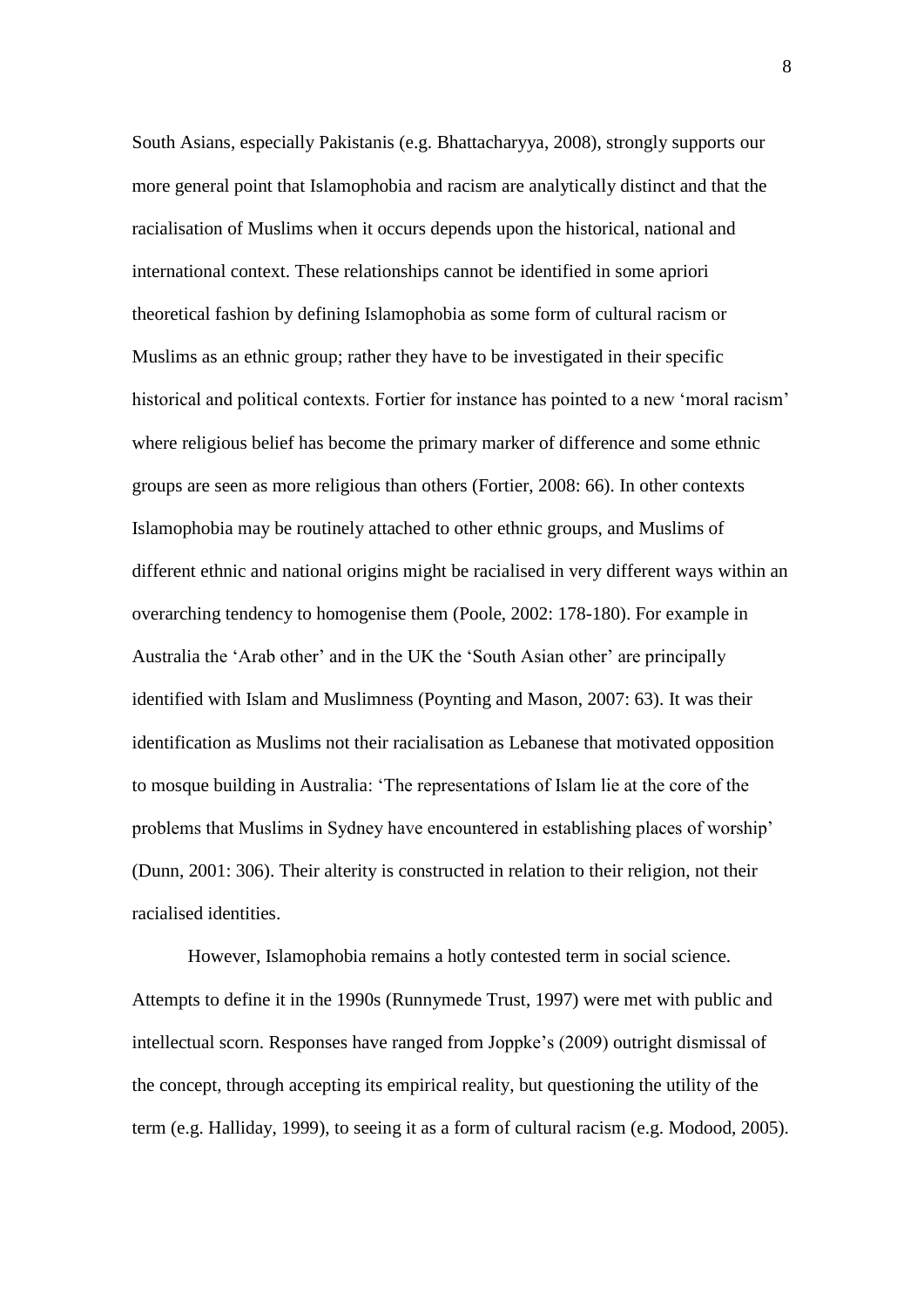South Asians, especially Pakistanis (e.g. Bhattacharyya, 2008), strongly supports our more general point that Islamophobia and racism are analytically distinct and that the racialisation of Muslims when it occurs depends upon the historical, national and international context. These relationships cannot be identified in some apriori theoretical fashion by defining Islamophobia as some form of cultural racism or Muslims as an ethnic group; rather they have to be investigated in their specific historical and political contexts. Fortier for instance has pointed to a new 'moral racism' where religious belief has become the primary marker of difference and some ethnic groups are seen as more religious than others (Fortier, 2008: 66). In other contexts Islamophobia may be routinely attached to other ethnic groups, and Muslims of different ethnic and national origins might be racialised in very different ways within an overarching tendency to homogenise them (Poole, 2002: 178-180). For example in Australia the 'Arab other' and in the UK the 'South Asian other' are principally identified with Islam and Muslimness (Poynting and Mason, 2007: 63). It was their identification as Muslims not their racialisation as Lebanese that motivated opposition to mosque building in Australia: 'The representations of Islam lie at the core of the problems that Muslims in Sydney have encountered in establishing places of worship' (Dunn, 2001: 306). Their alterity is constructed in relation to their religion, not their racialised identities.

However, Islamophobia remains a hotly contested term in social science. Attempts to define it in the 1990s (Runnymede Trust, 1997) were met with public and intellectual scorn. Responses have ranged from Joppke's (2009) outright dismissal of the concept, through accepting its empirical reality, but questioning the utility of the term (e.g. Halliday, 1999), to seeing it as a form of cultural racism (e.g. Modood, 2005).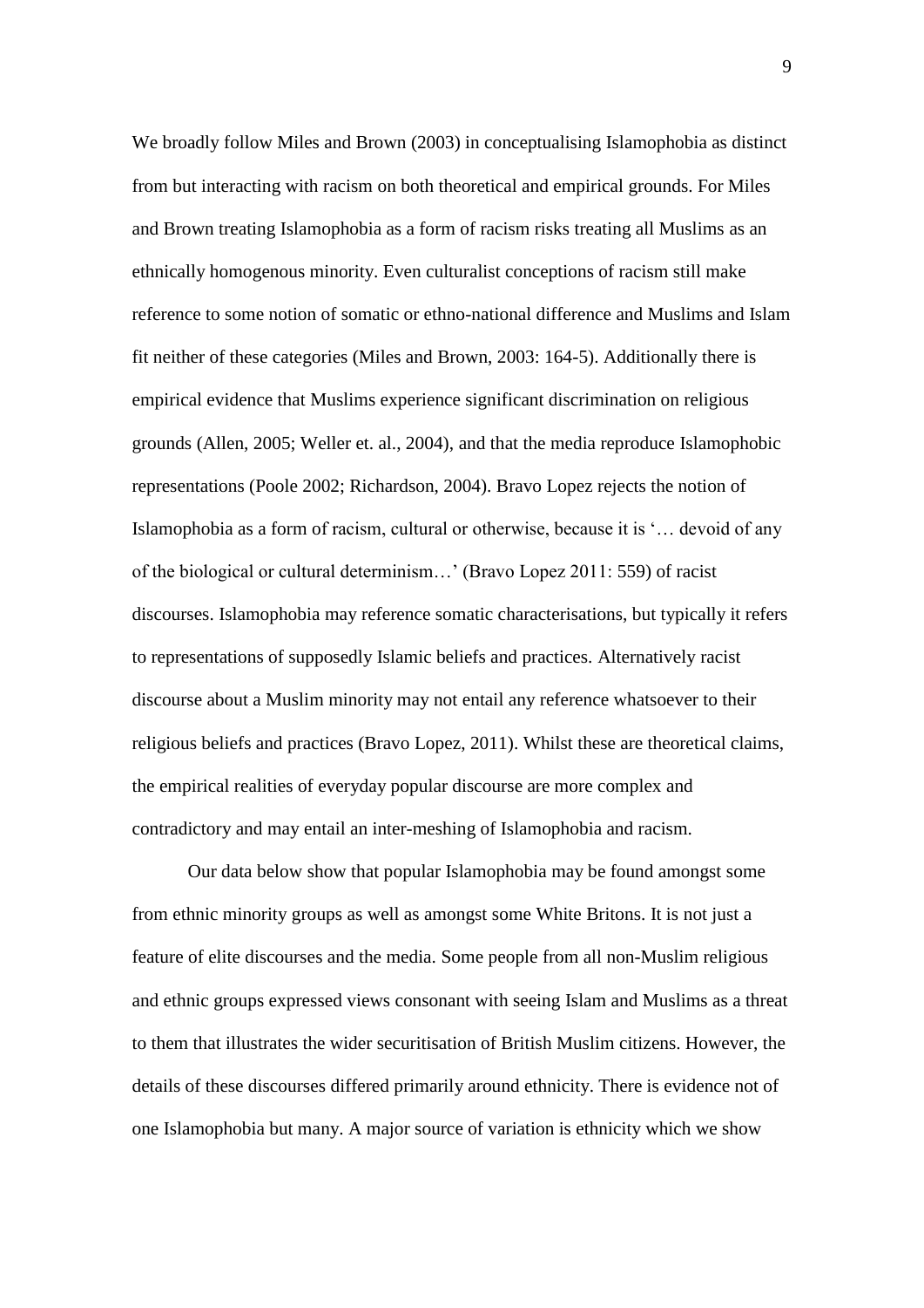We broadly follow Miles and Brown (2003) in conceptualising Islamophobia as distinct from but interacting with racism on both theoretical and empirical grounds. For Miles and Brown treating Islamophobia as a form of racism risks treating all Muslims as an ethnically homogenous minority. Even culturalist conceptions of racism still make reference to some notion of somatic or ethno-national difference and Muslims and Islam fit neither of these categories (Miles and Brown, 2003: 164-5). Additionally there is empirical evidence that Muslims experience significant discrimination on religious grounds (Allen, 2005; Weller et. al., 2004), and that the media reproduce Islamophobic representations (Poole 2002; Richardson, 2004). Bravo Lopez rejects the notion of Islamophobia as a form of racism, cultural or otherwise, because it is '… devoid of any of the biological or cultural determinism…' (Bravo Lopez 2011: 559) of racist discourses. Islamophobia may reference somatic characterisations, but typically it refers to representations of supposedly Islamic beliefs and practices. Alternatively racist discourse about a Muslim minority may not entail any reference whatsoever to their religious beliefs and practices (Bravo Lopez, 2011). Whilst these are theoretical claims, the empirical realities of everyday popular discourse are more complex and contradictory and may entail an inter-meshing of Islamophobia and racism.

Our data below show that popular Islamophobia may be found amongst some from ethnic minority groups as well as amongst some White Britons. It is not just a feature of elite discourses and the media. Some people from all non-Muslim religious and ethnic groups expressed views consonant with seeing Islam and Muslims as a threat to them that illustrates the wider securitisation of British Muslim citizens. However, the details of these discourses differed primarily around ethnicity. There is evidence not of one Islamophobia but many. A major source of variation is ethnicity which we show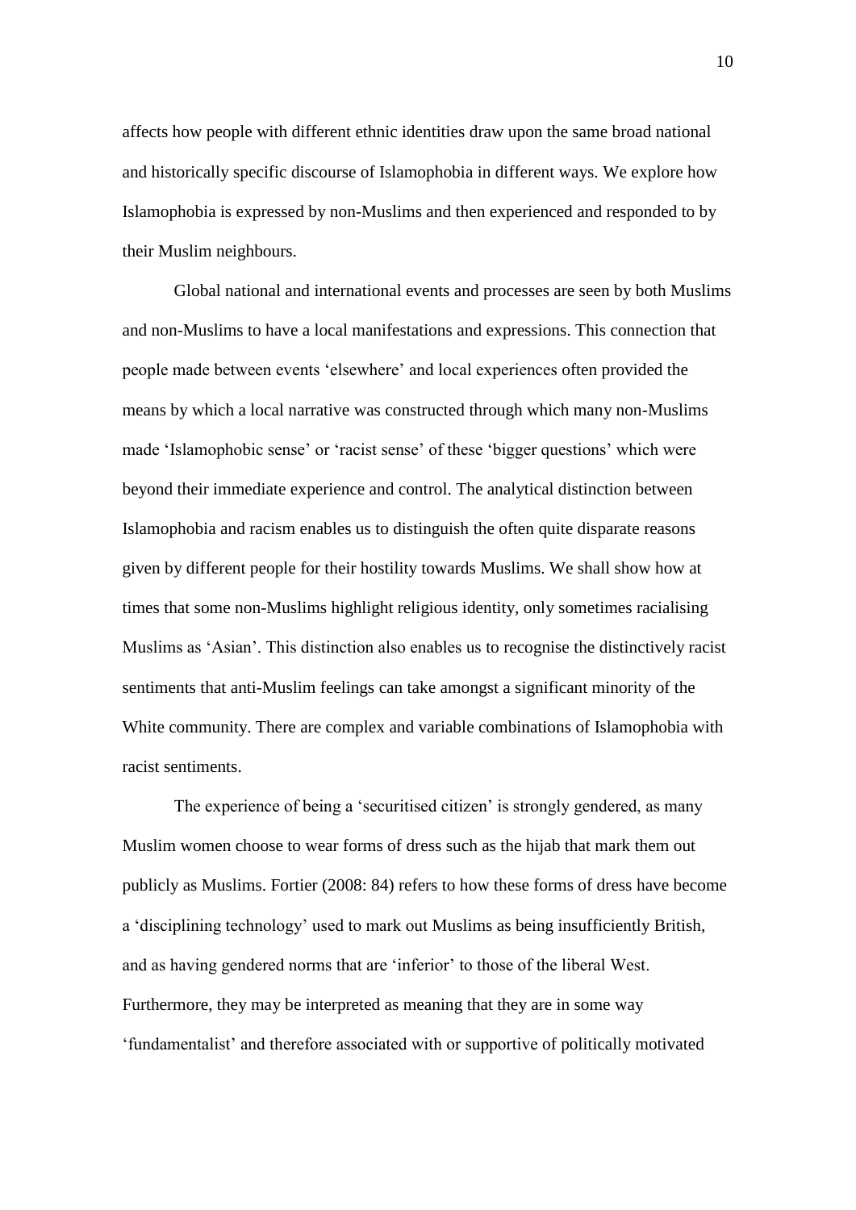affects how people with different ethnic identities draw upon the same broad national and historically specific discourse of Islamophobia in different ways. We explore how Islamophobia is expressed by non-Muslims and then experienced and responded to by their Muslim neighbours.

Global national and international events and processes are seen by both Muslims and non-Muslims to have a local manifestations and expressions. This connection that people made between events 'elsewhere' and local experiences often provided the means by which a local narrative was constructed through which many non-Muslims made 'Islamophobic sense' or 'racist sense' of these 'bigger questions' which were beyond their immediate experience and control. The analytical distinction between Islamophobia and racism enables us to distinguish the often quite disparate reasons given by different people for their hostility towards Muslims. We shall show how at times that some non-Muslims highlight religious identity, only sometimes racialising Muslims as 'Asian'. This distinction also enables us to recognise the distinctively racist sentiments that anti-Muslim feelings can take amongst a significant minority of the White community. There are complex and variable combinations of Islamophobia with racist sentiments.

The experience of being a 'securitised citizen' is strongly gendered, as many Muslim women choose to wear forms of dress such as the hijab that mark them out publicly as Muslims. Fortier (2008: 84) refers to how these forms of dress have become a 'disciplining technology' used to mark out Muslims as being insufficiently British, and as having gendered norms that are 'inferior' to those of the liberal West. Furthermore, they may be interpreted as meaning that they are in some way 'fundamentalist' and therefore associated with or supportive of politically motivated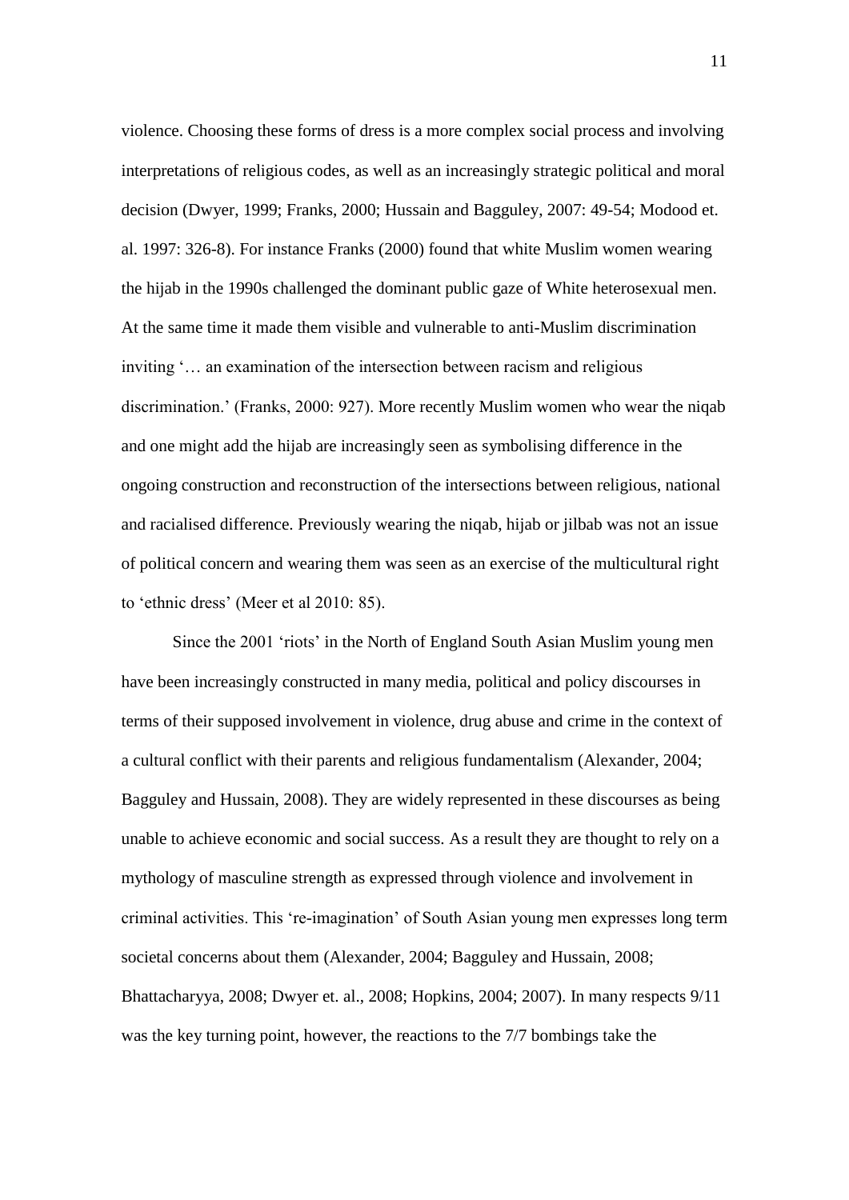violence. Choosing these forms of dress is a more complex social process and involving interpretations of religious codes, as well as an increasingly strategic political and moral decision (Dwyer, 1999; Franks, 2000; Hussain and Bagguley, 2007: 49-54; Modood et. al. 1997: 326-8). For instance Franks (2000) found that white Muslim women wearing the hijab in the 1990s challenged the dominant public gaze of White heterosexual men. At the same time it made them visible and vulnerable to anti-Muslim discrimination inviting '… an examination of the intersection between racism and religious discrimination.' (Franks, 2000: 927). More recently Muslim women who wear the niqab and one might add the hijab are increasingly seen as symbolising difference in the ongoing construction and reconstruction of the intersections between religious, national and racialised difference. Previously wearing the niqab, hijab or jilbab was not an issue of political concern and wearing them was seen as an exercise of the multicultural right to 'ethnic dress' (Meer et al 2010: 85).

Since the 2001 'riots' in the North of England South Asian Muslim young men have been increasingly constructed in many media, political and policy discourses in terms of their supposed involvement in violence, drug abuse and crime in the context of a cultural conflict with their parents and religious fundamentalism (Alexander, 2004; Bagguley and Hussain, 2008). They are widely represented in these discourses as being unable to achieve economic and social success. As a result they are thought to rely on a mythology of masculine strength as expressed through violence and involvement in criminal activities. This 're-imagination' of South Asian young men expresses long term societal concerns about them (Alexander, 2004; Bagguley and Hussain, 2008; Bhattacharyya, 2008; Dwyer et. al., 2008; Hopkins, 2004; 2007). In many respects 9/11 was the key turning point, however, the reactions to the 7/7 bombings take the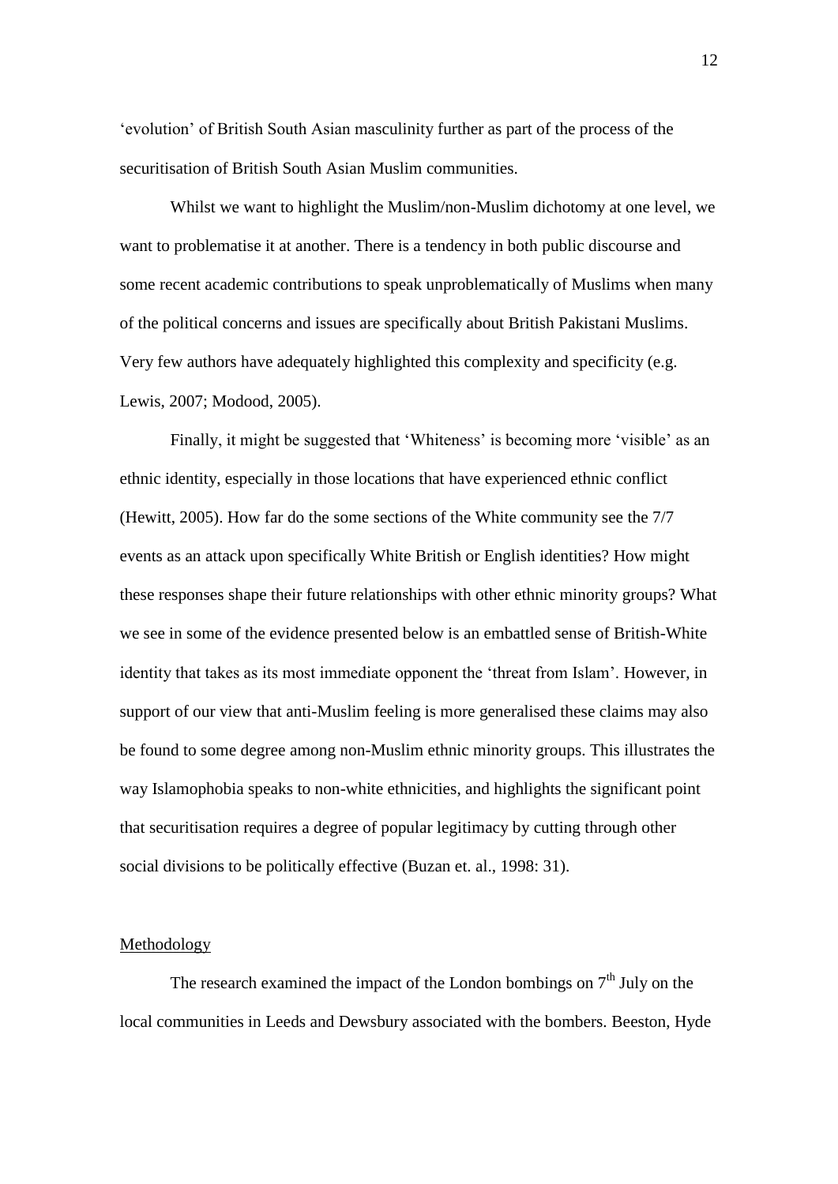'evolution' of British South Asian masculinity further as part of the process of the securitisation of British South Asian Muslim communities.

Whilst we want to highlight the Muslim/non-Muslim dichotomy at one level, we want to problematise it at another. There is a tendency in both public discourse and some recent academic contributions to speak unproblematically of Muslims when many of the political concerns and issues are specifically about British Pakistani Muslims. Very few authors have adequately highlighted this complexity and specificity (e.g. Lewis, 2007; Modood, 2005).

Finally, it might be suggested that 'Whiteness' is becoming more 'visible' as an ethnic identity, especially in those locations that have experienced ethnic conflict (Hewitt, 2005). How far do the some sections of the White community see the 7/7 events as an attack upon specifically White British or English identities? How might these responses shape their future relationships with other ethnic minority groups? What we see in some of the evidence presented below is an embattled sense of British-White identity that takes as its most immediate opponent the 'threat from Islam'. However, in support of our view that anti-Muslim feeling is more generalised these claims may also be found to some degree among non-Muslim ethnic minority groups. This illustrates the way Islamophobia speaks to non-white ethnicities, and highlights the significant point that securitisation requires a degree of popular legitimacy by cutting through other social divisions to be politically effective (Buzan et. al., 1998: 31).

## Methodology

The research examined the impact of the London bombings on 7th July on the local communities in Leeds and Dewsbury associated with the bombers. Beeston, Hyde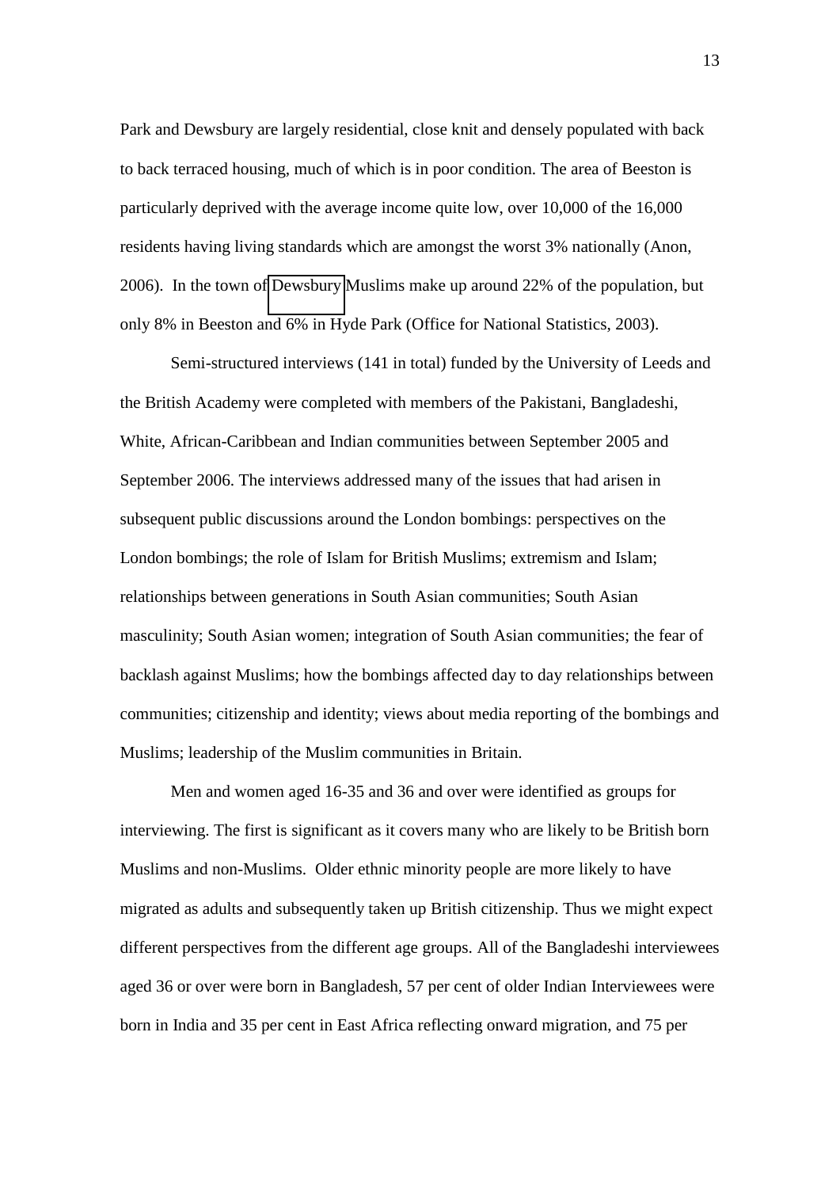Park and Dewsbury are largely residential, close knit and densely populated with back to back terraced housing, much of which is in poor condition. The area of Beeston is particularly deprived with the average income quite low, over 10,000 of the 16,000 residents having living standards which are amongst the worst 3% nationally (Anon, 2006). In the town of Dewsbury Muslims make up around 22% of the population, but only 8% in Beeston and 6% in Hyde Park (Office for National Statistics, 2003).

Semi-structured interviews (141 in total) funded by the University of Leeds and the British Academy were completed with members of the Pakistani, Bangladeshi, White, African-Caribbean and Indian communities between September 2005 and September 2006. The interviews addressed many of the issues that had arisen in subsequent public discussions around the London bombings: perspectives on the London bombings; the role of Islam for British Muslims; extremism and Islam; relationships between generations in South Asian communities; South Asian masculinity; South Asian women; integration of South Asian communities; the fear of backlash against Muslims; how the bombings affected day to day relationships between communities; citizenship and identity; views about media reporting of the bombings and Muslims; leadership of the Muslim communities in Britain.

Men and women aged 16-35 and 36 and over were identified as groups for interviewing. The first is significant as it covers many who are likely to be British born Muslims and non-Muslims. Older ethnic minority people are more likely to have migrated as adults and subsequently taken up British citizenship. Thus we might expect different perspectives from the different age groups. All of the Bangladeshi interviewees aged 36 or over were born in Bangladesh, 57 per cent of older Indian Interviewees were born in India and 35 per cent in East Africa reflecting onward migration, and 75 per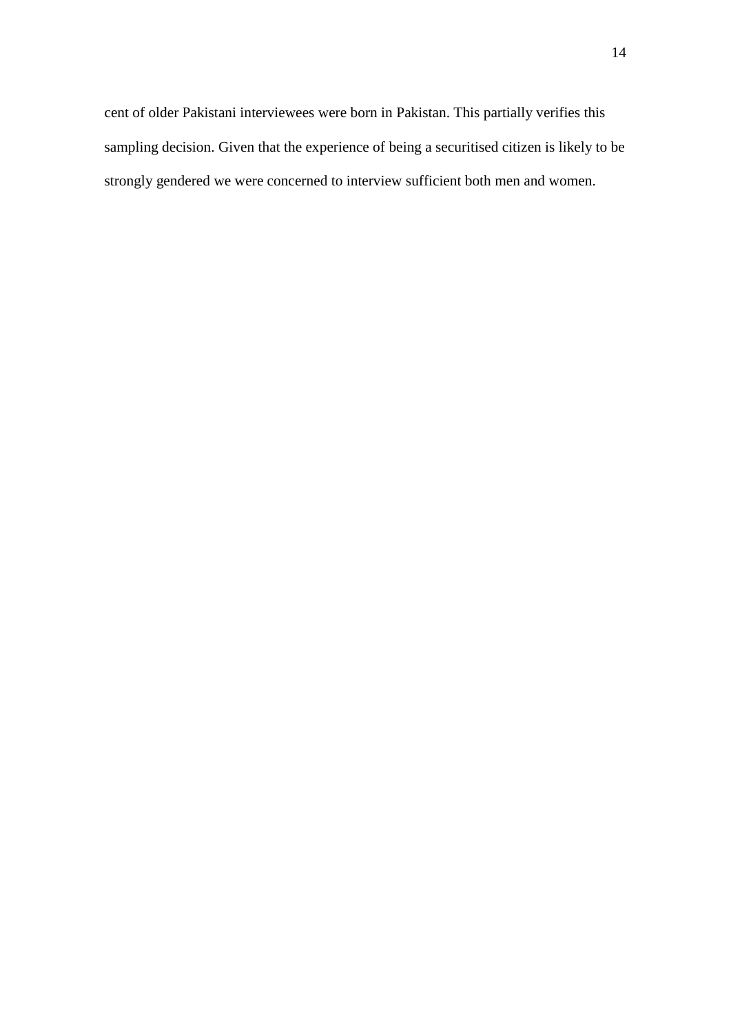cent of older Pakistani interviewees were born in Pakistan. This partially verifies this sampling decision. Given that the experience of being a securitised citizen is likely to be strongly gendered we were concerned to interview sufficient both men and women.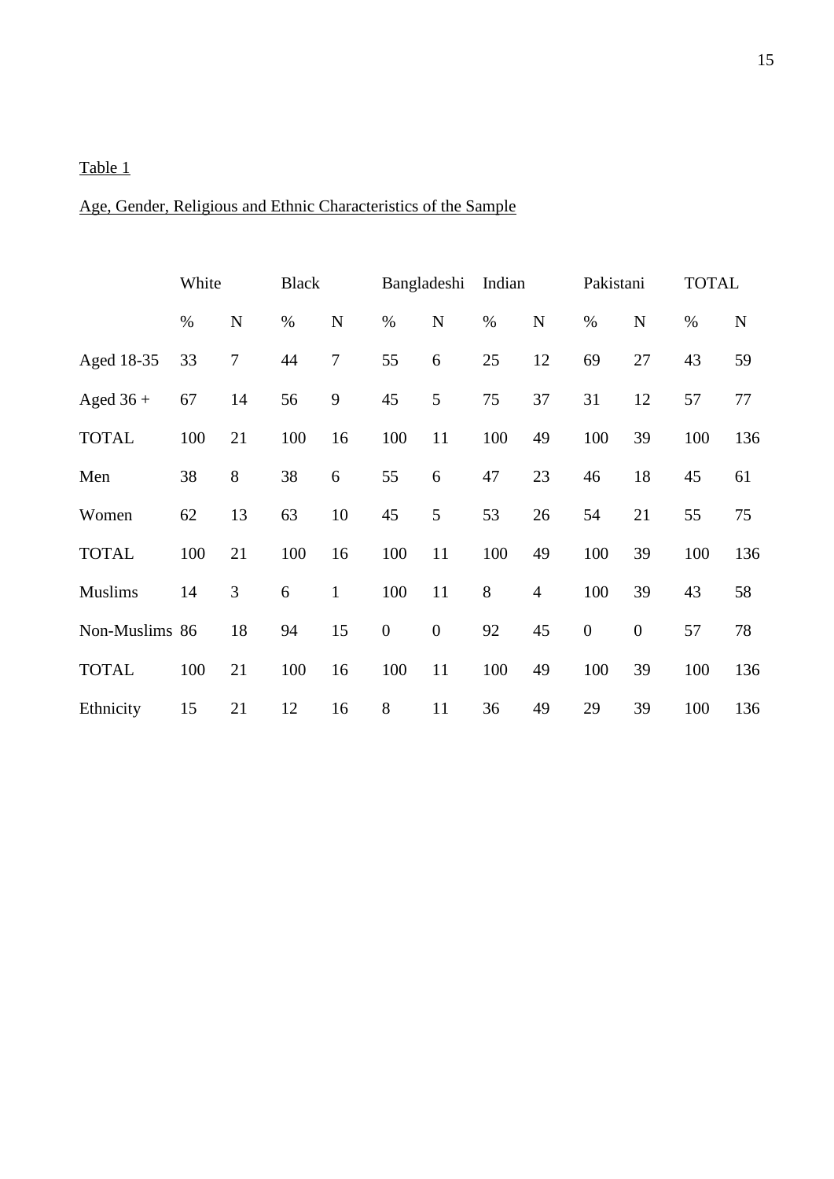Table 1

Age, Gender, Religious and Ethnic Characteristics of the Sample

| | White | | Black | | Bangladeshi | | Indian | | Pakistani | | TOTAL | |
|---|---|---|---|---|---|---|---|---|---|---|---|---|
| | % | N | % | N | % | N | % | N | % | N | % | N |
| Aged 18-35 | 33 | 7 | 44 | 7 | 55 | 6 | 25 | 12 | 69 | 27 | 43 | 59 |
| Aged 36 + | 67 | 14 | 56 | 9 | 45 | 5 | 75 | 37 | 31 | 12 | 57 | 77 |
| TOTAL | 100 | 21 | 100 | 16 | 100 | 11 | 100 | 49 | 100 | 39 | 100 | 136 |
| Men | 38 | 8 | 38 | 6 | 55 | 6 | 47 | 23 | 46 | 18 | 45 | 61 |
| Women | 62 | 13 | 63 | 10 | 45 | 5 | 53 | 26 | 54 | 21 | 55 | 75 |
| TOTAL | 100 | 21 | 100 | 16 | 100 | 11 | 100 | 49 | 100 | 39 | 100 | 136 |
| Muslims | 14 | 3 | 6 | 1 | 100 | 11 | 8 | 4 | 100 | 39 | 43 | 58 |
| Non-Muslims | 86 | 18 | 94 | 15 | 0 | 0 | 92 | 45 | 0 | 0 | 57 | 78 |
| TOTAL | 100 | 21 | 100 | 16 | 100 | 11 | 100 | 49 | 100 | 39 | 100 | 136 |
| Ethnicity | 15 | 21 | 12 | 16 | 8 | 11 | 36 | 49 | 29 | 39 | 100 | 136 |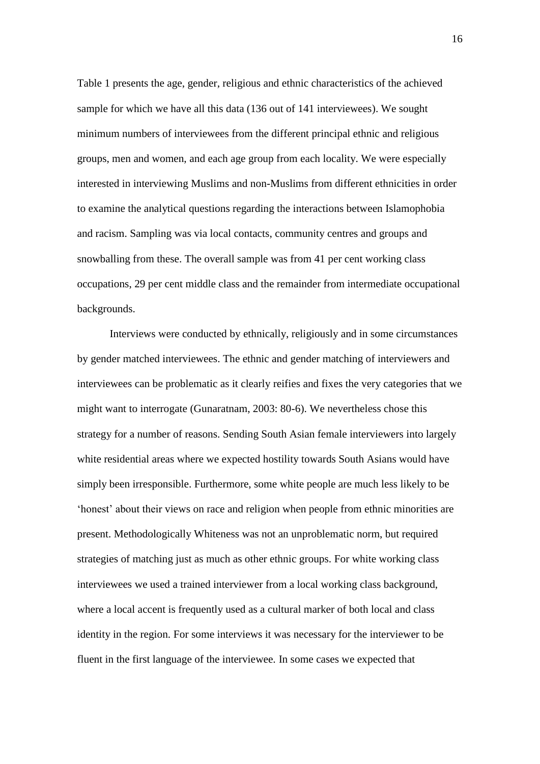Table 1 presents the age, gender, religious and ethnic characteristics of the achieved sample for which we have all this data (136 out of 141 interviewees). We sought minimum numbers of interviewees from the different principal ethnic and religious groups, men and women, and each age group from each locality. We were especially interested in interviewing Muslims and non-Muslims from different ethnicities in order to examine the analytical questions regarding the interactions between Islamophobia and racism. Sampling was via local contacts, community centres and groups and snowballing from these. The overall sample was from 41 per cent working class occupations, 29 per cent middle class and the remainder from intermediate occupational backgrounds.

Interviews were conducted by ethnically, religiously and in some circumstances by gender matched interviewees. The ethnic and gender matching of interviewers and interviewees can be problematic as it clearly reifies and fixes the very categories that we might want to interrogate (Gunaratnam, 2003: 80-6). We nevertheless chose this strategy for a number of reasons. Sending South Asian female interviewers into largely white residential areas where we expected hostility towards South Asians would have simply been irresponsible. Furthermore, some white people are much less likely to be 'honest' about their views on race and religion when people from ethnic minorities are present. Methodologically Whiteness was not an unproblematic norm, but required strategies of matching just as much as other ethnic groups. For white working class interviewees we used a trained interviewer from a local working class background, where a local accent is frequently used as a cultural marker of both local and class identity in the region. For some interviews it was necessary for the interviewer to be fluent in the first language of the interviewee. In some cases we expected that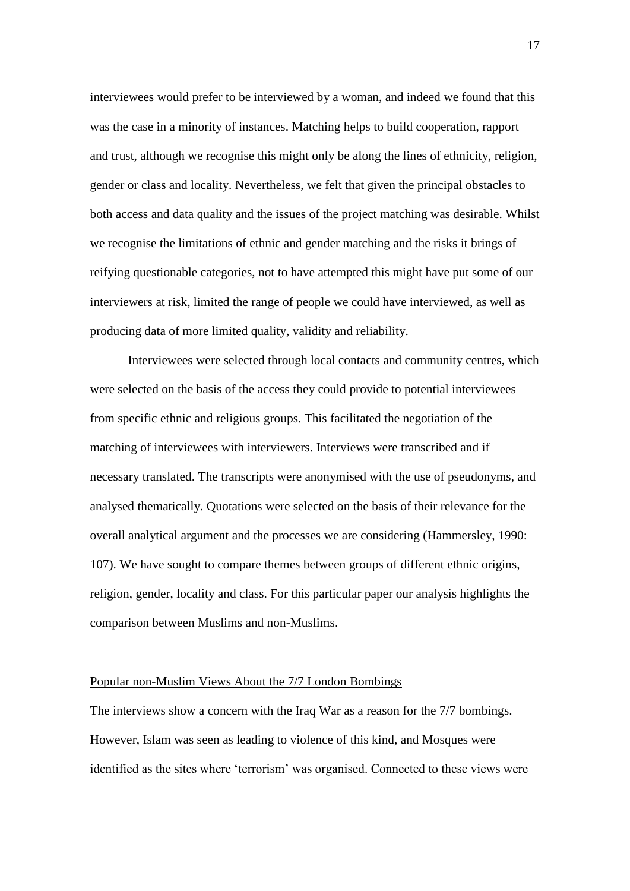interviewees would prefer to be interviewed by a woman, and indeed we found that this was the case in a minority of instances. Matching helps to build cooperation, rapport and trust, although we recognise this might only be along the lines of ethnicity, religion, gender or class and locality. Nevertheless, we felt that given the principal obstacles to both access and data quality and the issues of the project matching was desirable. Whilst we recognise the limitations of ethnic and gender matching and the risks it brings of reifying questionable categories, not to have attempted this might have put some of our interviewers at risk, limited the range of people we could have interviewed, as well as producing data of more limited quality, validity and reliability.

Interviewees were selected through local contacts and community centres, which were selected on the basis of the access they could provide to potential interviewees from specific ethnic and religious groups. This facilitated the negotiation of the matching of interviewees with interviewers. Interviews were transcribed and if necessary translated. The transcripts were anonymised with the use of pseudonyms, and analysed thematically. Quotations were selected on the basis of their relevance for the overall analytical argument and the processes we are considering (Hammersley, 1990: 107). We have sought to compare themes between groups of different ethnic origins, religion, gender, locality and class. For this particular paper our analysis highlights the comparison between Muslims and non-Muslims.

## Popular non-Muslim Views About the 7/7 London Bombings

The interviews show a concern with the Iraq War as a reason for the 7/7 bombings. However, Islam was seen as leading to violence of this kind, and Mosques were identified as the sites where 'terrorism' was organised. Connected to these views were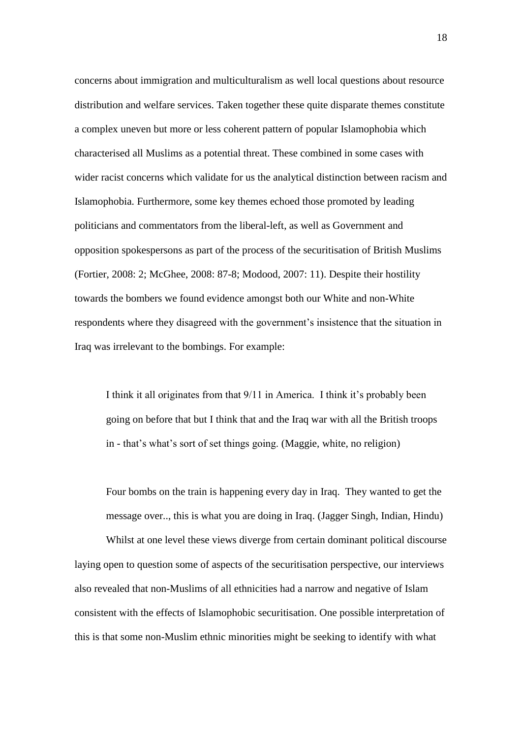concerns about immigration and multiculturalism as well local questions about resource distribution and welfare services. Taken together these quite disparate themes constitute a complex uneven but more or less coherent pattern of popular Islamophobia which characterised all Muslims as a potential threat. These combined in some cases with wider racist concerns which validate for us the analytical distinction between racism and Islamophobia. Furthermore, some key themes echoed those promoted by leading politicians and commentators from the liberal-left, as well as Government and opposition spokespersons as part of the process of the securitisation of British Muslims (Fortier, 2008: 2; McGhee, 2008: 87-8; Modood, 2007: 11). Despite their hostility towards the bombers we found evidence amongst both our White and non-White respondents where they disagreed with the government's insistence that the situation in Iraq was irrelevant to the bombings. For example:

> I think it all originates from that 9/11 in America. I think it's probably been going on before that but I think that and the Iraq war with all the British troops in - that's what's sort of set things going. (Maggie, white, no religion)

> Four bombs on the train is happening every day in Iraq. They wanted to get the message over.., this is what you are doing in Iraq. (Jagger Singh, Indian, Hindu)

Whilst at one level these views diverge from certain dominant political discourse laying open to question some of aspects of the securitisation perspective, our interviews also revealed that non-Muslims of all ethnicities had a narrow and negative of Islam consistent with the effects of Islamophobic securitisation. One possible interpretation of this is that some non-Muslim ethnic minorities might be seeking to identify with what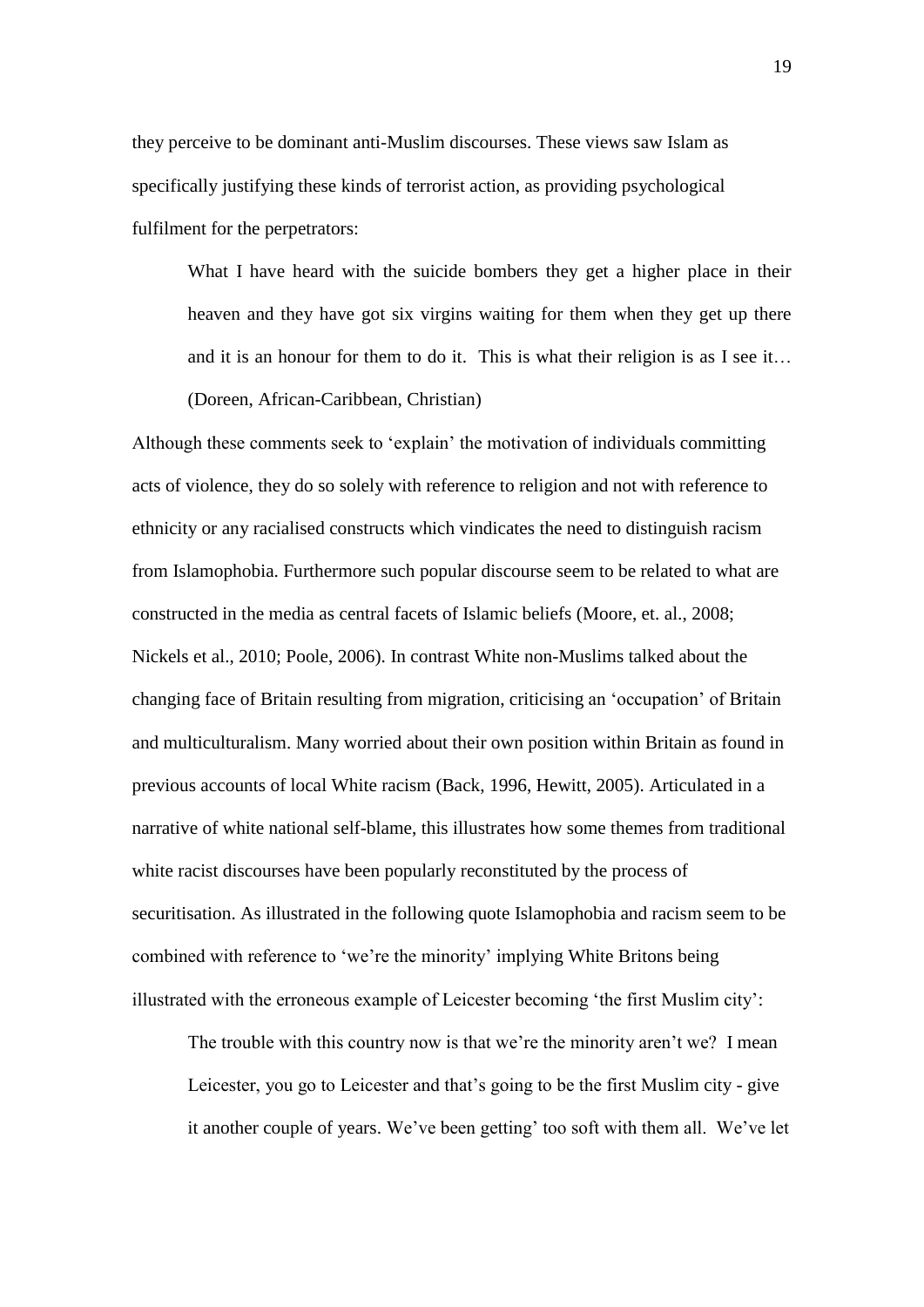they perceive to be dominant anti-Muslim discourses. These views saw Islam as specifically justifying these kinds of terrorist action, as providing psychological fulfilment for the perpetrators:

> What I have heard with the suicide bombers they get a higher place in their heaven and they have got six virgins waiting for them when they get up there and it is an honour for them to do it. This is what their religion is as I see it… (Doreen, African-Caribbean, Christian)

Although these comments seek to 'explain' the motivation of individuals committing acts of violence, they do so solely with reference to religion and not with reference to ethnicity or any racialised constructs which vindicates the need to distinguish racism from Islamophobia. Furthermore such popular discourse seem to be related to what are constructed in the media as central facets of Islamic beliefs (Moore, et. al., 2008; Nickels et al., 2010; Poole, 2006). In contrast White non-Muslims talked about the changing face of Britain resulting from migration, criticising an 'occupation' of Britain and multiculturalism. Many worried about their own position within Britain as found in previous accounts of local White racism (Back, 1996, Hewitt, 2005). Articulated in a narrative of white national self-blame, this illustrates how some themes from traditional white racist discourses have been popularly reconstituted by the process of securitisation. As illustrated in the following quote Islamophobia and racism seem to be combined with reference to 'we're the minority' implying White Britons being illustrated with the erroneous example of Leicester becoming 'the first Muslim city':

> The trouble with this country now is that we're the minority aren't we? I mean Leicester, you go to Leicester and that's going to be the first Muslim city - give it another couple of years. We've been getting' too soft with them all. We've let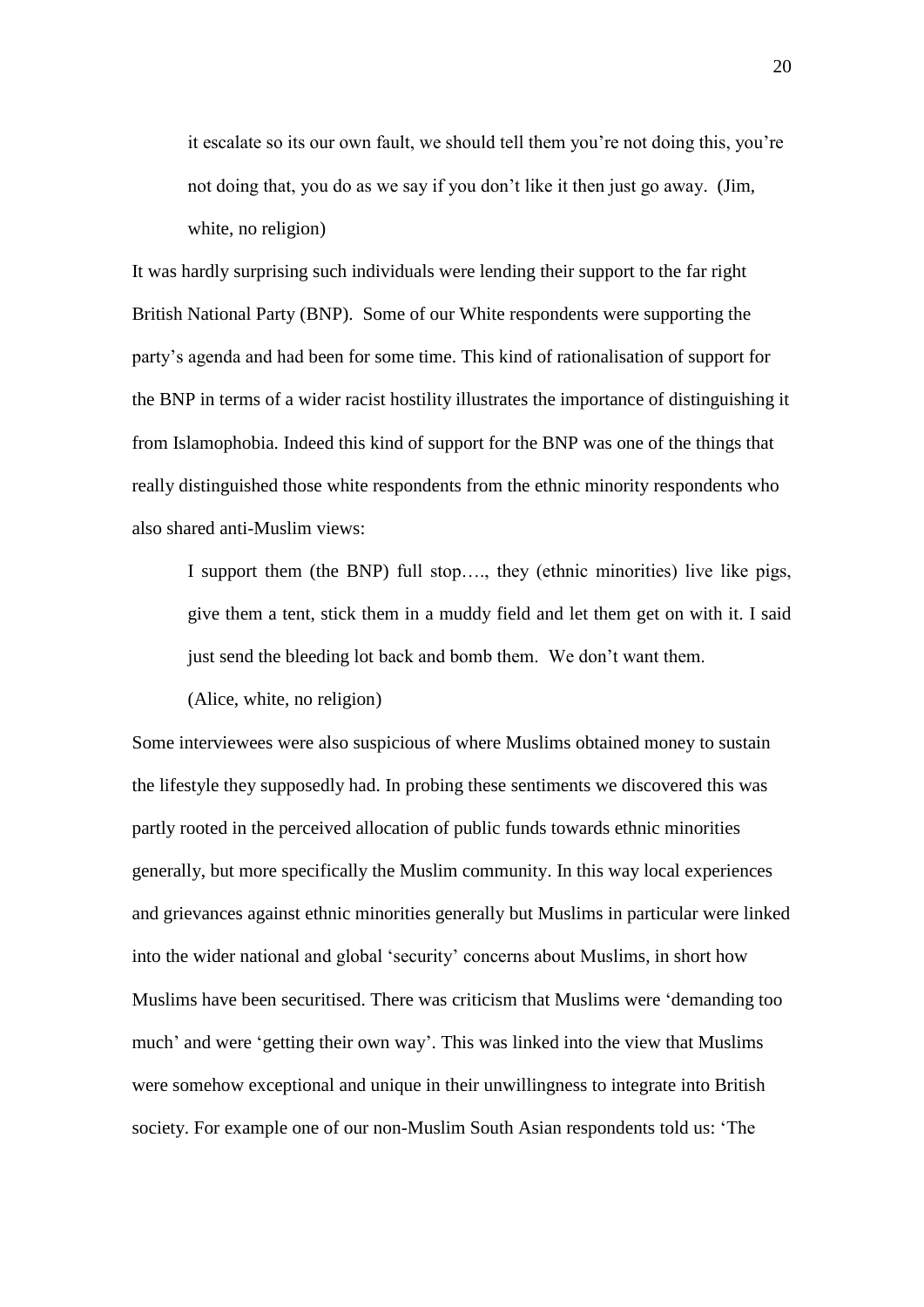> it escalate so its our own fault, we should tell them you're not doing this, you're not doing that, you do as we say if you don't like it then just go away. (Jim, white, no religion)

It was hardly surprising such individuals were lending their support to the far right British National Party (BNP). Some of our White respondents were supporting the party's agenda and had been for some time. This kind of rationalisation of support for the BNP in terms of a wider racist hostility illustrates the importance of distinguishing it from Islamophobia. Indeed this kind of support for the BNP was one of the things that really distinguished those white respondents from the ethnic minority respondents who also shared anti-Muslim views:

> I support them (the BNP) full stop…., they (ethnic minorities) live like pigs, give them a tent, stick them in a muddy field and let them get on with it. I said just send the bleeding lot back and bomb them. We don't want them.
>
> (Alice, white, no religion)

Some interviewees were also suspicious of where Muslims obtained money to sustain the lifestyle they supposedly had. In probing these sentiments we discovered this was partly rooted in the perceived allocation of public funds towards ethnic minorities generally, but more specifically the Muslim community. In this way local experiences and grievances against ethnic minorities generally but Muslims in particular were linked into the wider national and global 'security' concerns about Muslims, in short how Muslims have been securitised. There was criticism that Muslims were 'demanding too much' and were 'getting their own way'. This was linked into the view that Muslims were somehow exceptional and unique in their unwillingness to integrate into British society. For example one of our non-Muslim South Asian respondents told us: 'The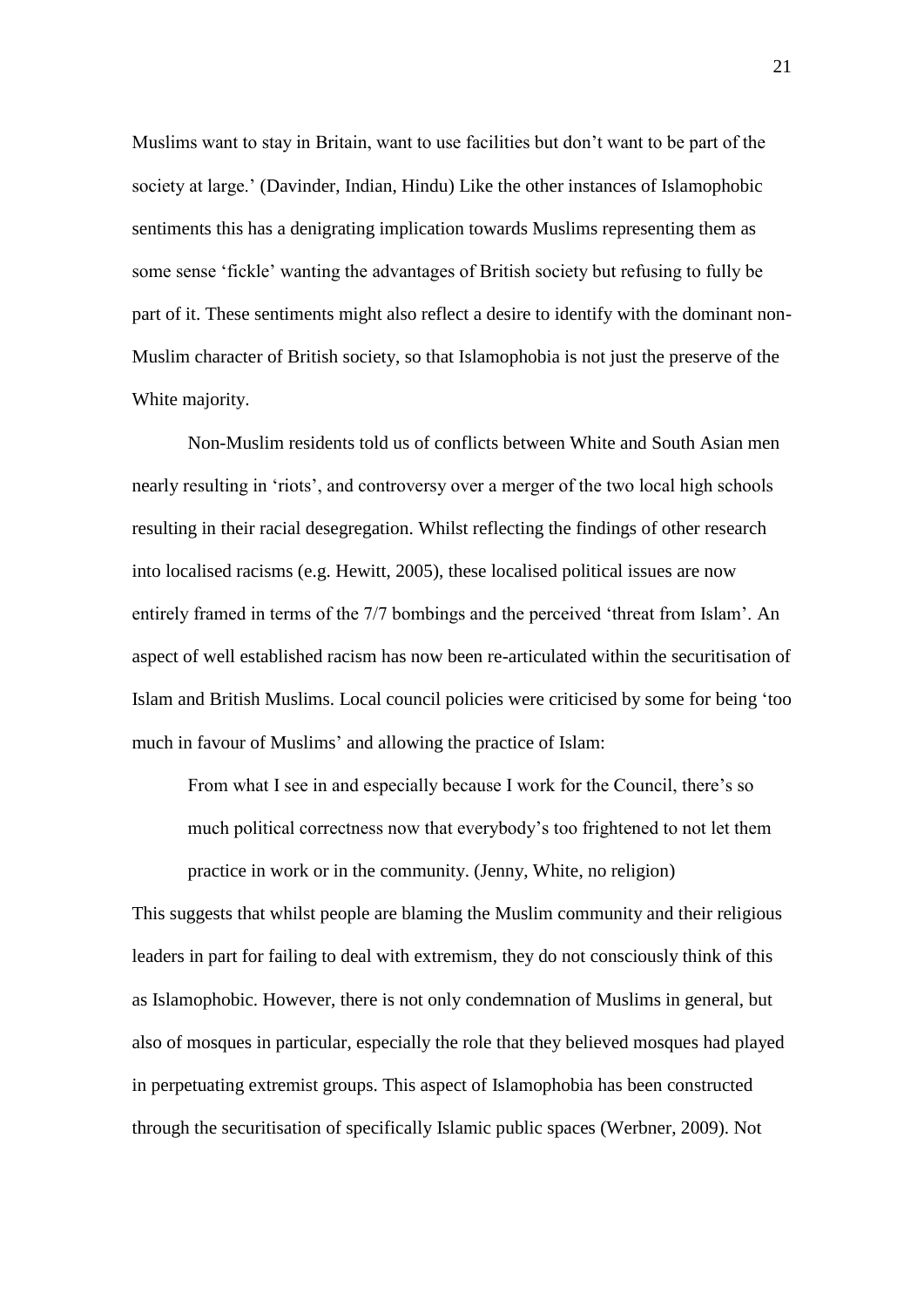Muslims want to stay in Britain, want to use facilities but don't want to be part of the society at large.' (Davinder, Indian, Hindu) Like the other instances of Islamophobic sentiments this has a denigrating implication towards Muslims representing them as some sense 'fickle' wanting the advantages of British society but refusing to fully be part of it. These sentiments might also reflect a desire to identify with the dominant non-Muslim character of British society, so that Islamophobia is not just the preserve of the White majority.

Non-Muslim residents told us of conflicts between White and South Asian men nearly resulting in 'riots', and controversy over a merger of the two local high schools resulting in their racial desegregation. Whilst reflecting the findings of other research into localised racisms (e.g. Hewitt, 2005), these localised political issues are now entirely framed in terms of the 7/7 bombings and the perceived 'threat from Islam'. An aspect of well established racism has now been re-articulated within the securitisation of Islam and British Muslims. Local council policies were criticised by some for being 'too much in favour of Muslims' and allowing the practice of Islam:

> From what I see in and especially because I work for the Council, there's so much political correctness now that everybody's too frightened to not let them practice in work or in the community. (Jenny, White, no religion)

This suggests that whilst people are blaming the Muslim community and their religious leaders in part for failing to deal with extremism, they do not consciously think of this as Islamophobic. However, there is not only condemnation of Muslims in general, but also of mosques in particular, especially the role that they believed mosques had played in perpetuating extremist groups. This aspect of Islamophobia has been constructed through the securitisation of specifically Islamic public spaces (Werbner, 2009). Not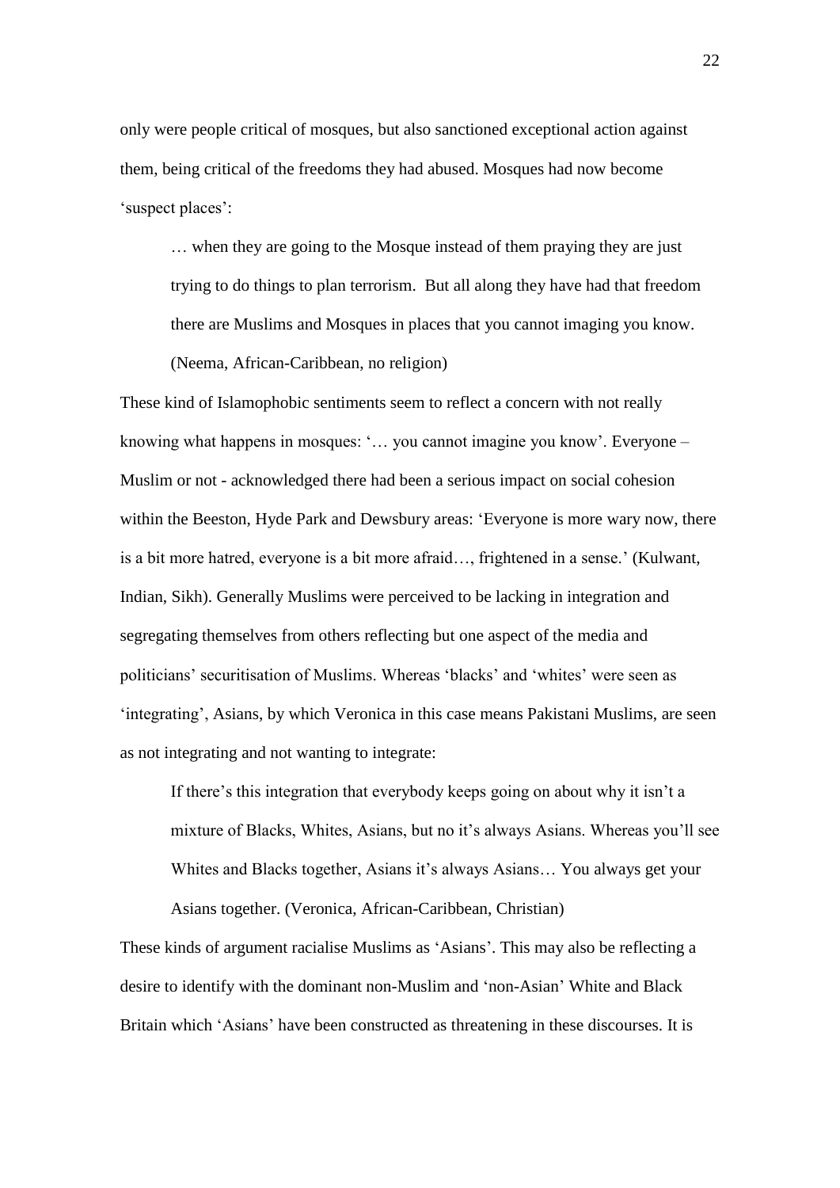only were people critical of mosques, but also sanctioned exceptional action against them, being critical of the freedoms they had abused. Mosques had now become 'suspect places':

> … when they are going to the Mosque instead of them praying they are just trying to do things to plan terrorism. But all along they have had that freedom there are Muslims and Mosques in places that you cannot imaging you know. (Neema, African-Caribbean, no religion)

These kind of Islamophobic sentiments seem to reflect a concern with not really knowing what happens in mosques: '… you cannot imagine you know'. Everyone – Muslim or not - acknowledged there had been a serious impact on social cohesion within the Beeston, Hyde Park and Dewsbury areas: 'Everyone is more wary now, there is a bit more hatred, everyone is a bit more afraid…, frightened in a sense.' (Kulwant, Indian, Sikh). Generally Muslims were perceived to be lacking in integration and segregating themselves from others reflecting but one aspect of the media and politicians' securitisation of Muslims. Whereas 'blacks' and 'whites' were seen as 'integrating', Asians, by which Veronica in this case means Pakistani Muslims, are seen as not integrating and not wanting to integrate:

> If there's this integration that everybody keeps going on about why it isn't a mixture of Blacks, Whites, Asians, but no it's always Asians. Whereas you'll see Whites and Blacks together, Asians it's always Asians… You always get your Asians together. (Veronica, African-Caribbean, Christian)

These kinds of argument racialise Muslims as 'Asians'. This may also be reflecting a desire to identify with the dominant non-Muslim and 'non-Asian' White and Black Britain which 'Asians' have been constructed as threatening in these discourses. It is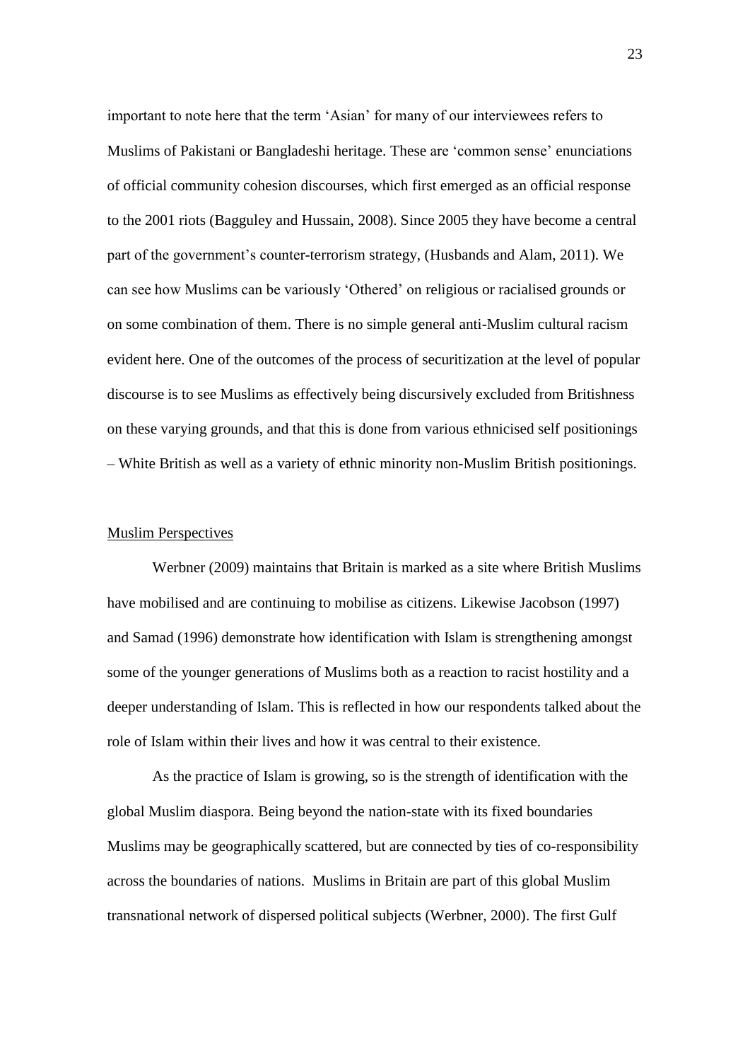important to note here that the term 'Asian' for many of our interviewees refers to Muslims of Pakistani or Bangladeshi heritage. These are 'common sense' enunciations of official community cohesion discourses, which first emerged as an official response to the 2001 riots (Bagguley and Hussain, 2008). Since 2005 they have become a central part of the government's counter-terrorism strategy, (Husbands and Alam, 2011). We can see how Muslims can be variously 'Othered' on religious or racialised grounds or on some combination of them. There is no simple general anti-Muslim cultural racism evident here. One of the outcomes of the process of securitization at the level of popular discourse is to see Muslims as effectively being discursively excluded from Britishness on these varying grounds, and that this is done from various ethnicised self positionings – White British as well as a variety of ethnic minority non-Muslim British positionings.

## Muslim Perspectives

Werbner (2009) maintains that Britain is marked as a site where British Muslims have mobilised and are continuing to mobilise as citizens. Likewise Jacobson (1997) and Samad (1996) demonstrate how identification with Islam is strengthening amongst some of the younger generations of Muslims both as a reaction to racist hostility and a deeper understanding of Islam. This is reflected in how our respondents talked about the role of Islam within their lives and how it was central to their existence.

As the practice of Islam is growing, so is the strength of identification with the global Muslim diaspora. Being beyond the nation-state with its fixed boundaries Muslims may be geographically scattered, but are connected by ties of co-responsibility across the boundaries of nations. Muslims in Britain are part of this global Muslim transnational network of dispersed political subjects (Werbner, 2000). The first Gulf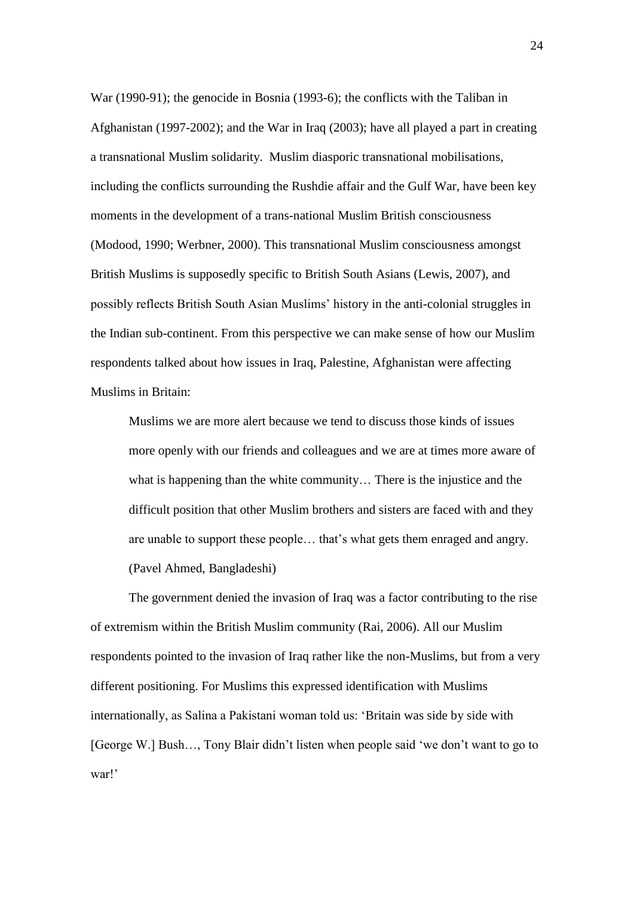War (1990-91); the genocide in Bosnia (1993-6); the conflicts with the Taliban in Afghanistan (1997-2002); and the War in Iraq (2003); have all played a part in creating a transnational Muslim solidarity. Muslim diasporic transnational mobilisations, including the conflicts surrounding the Rushdie affair and the Gulf War, have been key moments in the development of a trans-national Muslim British consciousness (Modood, 1990; Werbner, 2000). This transnational Muslim consciousness amongst British Muslims is supposedly specific to British South Asians (Lewis, 2007), and possibly reflects British South Asian Muslims' history in the anti-colonial struggles in the Indian sub-continent. From this perspective we can make sense of how our Muslim respondents talked about how issues in Iraq, Palestine, Afghanistan were affecting Muslims in Britain:

> Muslims we are more alert because we tend to discuss those kinds of issues more openly with our friends and colleagues and we are at times more aware of what is happening than the white community… There is the injustice and the difficult position that other Muslim brothers and sisters are faced with and they are unable to support these people… that's what gets them enraged and angry. (Pavel Ahmed, Bangladeshi)

The government denied the invasion of Iraq was a factor contributing to the rise of extremism within the British Muslim community (Rai, 2006). All our Muslim respondents pointed to the invasion of Iraq rather like the non-Muslims, but from a very different positioning. For Muslims this expressed identification with Muslims internationally, as Salina a Pakistani woman told us: 'Britain was side by side with [George W.] Bush…, Tony Blair didn't listen when people said 'we don't want to go to war!'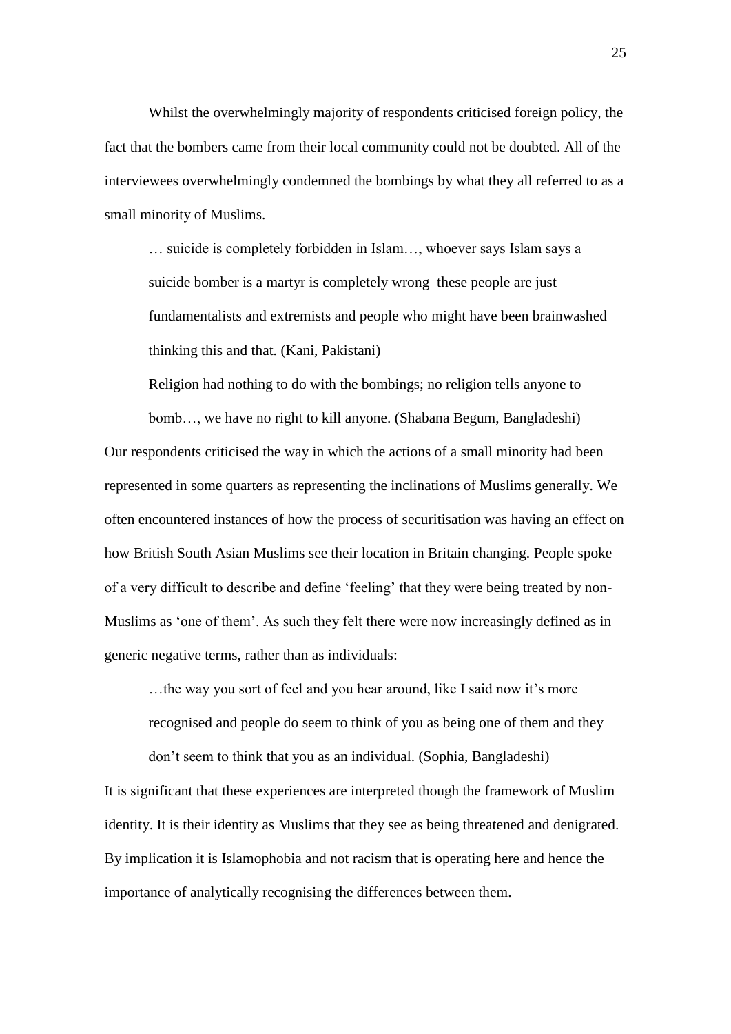Whilst the overwhelmingly majority of respondents criticised foreign policy, the fact that the bombers came from their local community could not be doubted. All of the interviewees overwhelmingly condemned the bombings by what they all referred to as a small minority of Muslims.

> … suicide is completely forbidden in Islam…, whoever says Islam says a suicide bomber is a martyr is completely wrong  these people are just fundamentalists and extremists and people who might have been brainwashed thinking this and that. (Kani, Pakistani)
>
> Religion had nothing to do with the bombings; no religion tells anyone to bomb…, we have no right to kill anyone. (Shabana Begum, Bangladeshi)

Our respondents criticised the way in which the actions of a small minority had been represented in some quarters as representing the inclinations of Muslims generally. We often encountered instances of how the process of securitisation was having an effect on how British South Asian Muslims see their location in Britain changing. People spoke of a very difficult to describe and define 'feeling' that they were being treated by non-Muslims as 'one of them'. As such they felt there were now increasingly defined as in generic negative terms, rather than as individuals:

> …the way you sort of feel and you hear around, like I said now it's more recognised and people do seem to think of you as being one of them and they don't seem to think that you as an individual. (Sophia, Bangladeshi)

It is significant that these experiences are interpreted though the framework of Muslim identity. It is their identity as Muslims that they see as being threatened and denigrated. By implication it is Islamophobia and not racism that is operating here and hence the importance of analytically recognising the differences between them.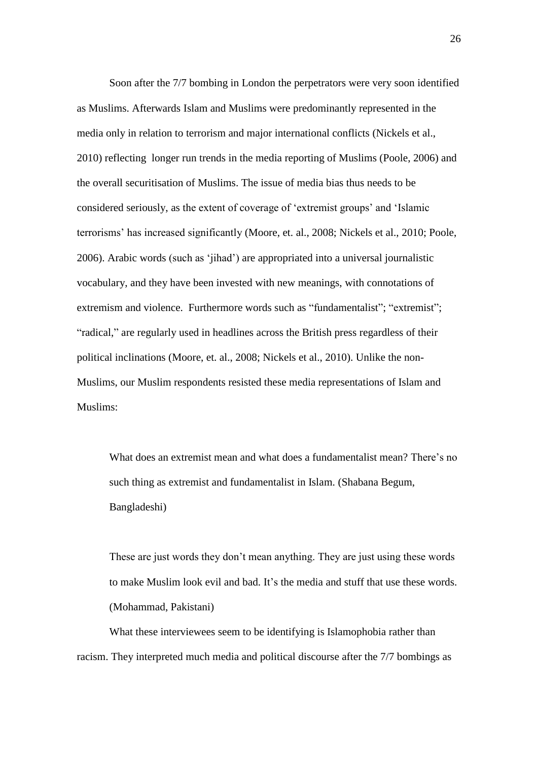Soon after the 7/7 bombing in London the perpetrators were very soon identified as Muslims. Afterwards Islam and Muslims were predominantly represented in the media only in relation to terrorism and major international conflicts (Nickels et al., 2010) reflecting  longer run trends in the media reporting of Muslims (Poole, 2006) and the overall securitisation of Muslims. The issue of media bias thus needs to be considered seriously, as the extent of coverage of 'extremist groups' and 'Islamic terrorisms' has increased significantly (Moore, et. al., 2008; Nickels et al., 2010; Poole, 2006). Arabic words (such as 'jihad') are appropriated into a universal journalistic vocabulary, and they have been invested with new meanings, with connotations of extremism and violence.  Furthermore words such as "fundamentalist"; "extremist"; "radical," are regularly used in headlines across the British press regardless of their political inclinations (Moore, et. al., 2008; Nickels et al., 2010). Unlike the non-Muslims, our Muslim respondents resisted these media representations of Islam and Muslims:

> What does an extremist mean and what does a fundamentalist mean? There's no such thing as extremist and fundamentalist in Islam. (Shabana Begum, Bangladeshi)

> These are just words they don't mean anything. They are just using these words to make Muslim look evil and bad. It's the media and stuff that use these words. (Mohammad, Pakistani)

What these interviewees seem to be identifying is Islamophobia rather than racism. They interpreted much media and political discourse after the 7/7 bombings as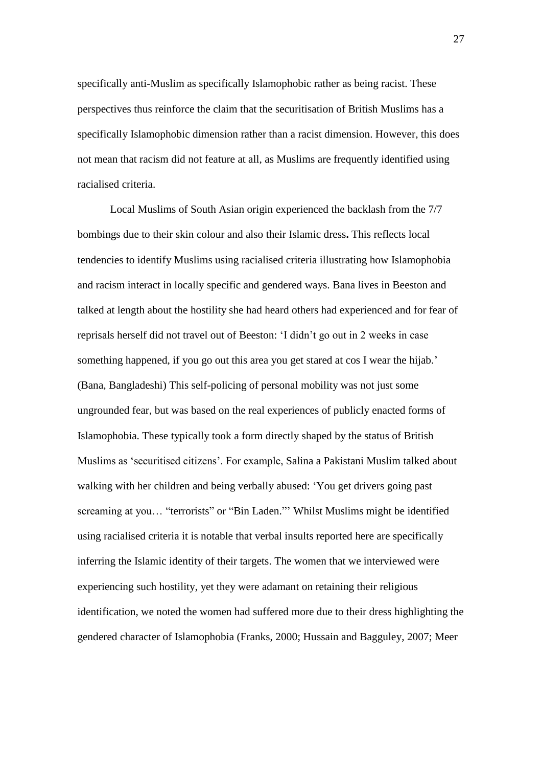specifically anti-Muslim as specifically Islamophobic rather as being racist. These perspectives thus reinforce the claim that the securitisation of British Muslims has a specifically Islamophobic dimension rather than a racist dimension. However, this does not mean that racism did not feature at all, as Muslims are frequently identified using racialised criteria.

Local Muslims of South Asian origin experienced the backlash from the 7/7 bombings due to their skin colour and also their Islamic dress**.** This reflects local tendencies to identify Muslims using racialised criteria illustrating how Islamophobia and racism interact in locally specific and gendered ways. Bana lives in Beeston and talked at length about the hostility she had heard others had experienced and for fear of reprisals herself did not travel out of Beeston: 'I didn't go out in 2 weeks in case something happened, if you go out this area you get stared at cos I wear the hijab.' (Bana, Bangladeshi) This self-policing of personal mobility was not just some ungrounded fear, but was based on the real experiences of publicly enacted forms of Islamophobia. These typically took a form directly shaped by the status of British Muslims as 'securitised citizens'. For example, Salina a Pakistani Muslim talked about walking with her children and being verbally abused: 'You get drivers going past screaming at you… "terrorists" or "Bin Laden."' Whilst Muslims might be identified using racialised criteria it is notable that verbal insults reported here are specifically inferring the Islamic identity of their targets. The women that we interviewed were experiencing such hostility, yet they were adamant on retaining their religious identification, we noted the women had suffered more due to their dress highlighting the gendered character of Islamophobia (Franks, 2000; Hussain and Bagguley, 2007; Meer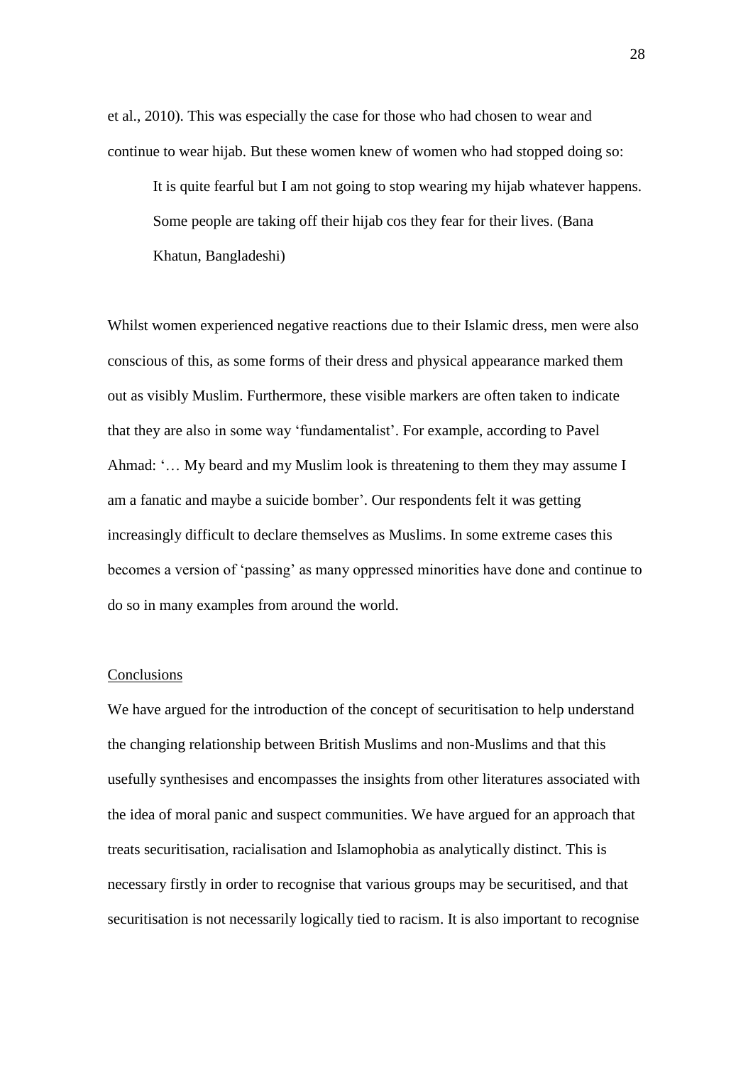et al., 2010). This was especially the case for those who had chosen to wear and continue to wear hijab. But these women knew of women who had stopped doing so:

> It is quite fearful but I am not going to stop wearing my hijab whatever happens. Some people are taking off their hijab cos they fear for their lives. (Bana Khatun, Bangladeshi)

Whilst women experienced negative reactions due to their Islamic dress, men were also conscious of this, as some forms of their dress and physical appearance marked them out as visibly Muslim. Furthermore, these visible markers are often taken to indicate that they are also in some way 'fundamentalist'. For example, according to Pavel Ahmad: '… My beard and my Muslim look is threatening to them they may assume I am a fanatic and maybe a suicide bomber'. Our respondents felt it was getting increasingly difficult to declare themselves as Muslims. In some extreme cases this becomes a version of 'passing' as many oppressed minorities have done and continue to do so in many examples from around the world.

## Conclusions

We have argued for the introduction of the concept of securitisation to help understand the changing relationship between British Muslims and non-Muslims and that this usefully synthesises and encompasses the insights from other literatures associated with the idea of moral panic and suspect communities. We have argued for an approach that treats securitisation, racialisation and Islamophobia as analytically distinct. This is necessary firstly in order to recognise that various groups may be securitised, and that securitisation is not necessarily logically tied to racism. It is also important to recognise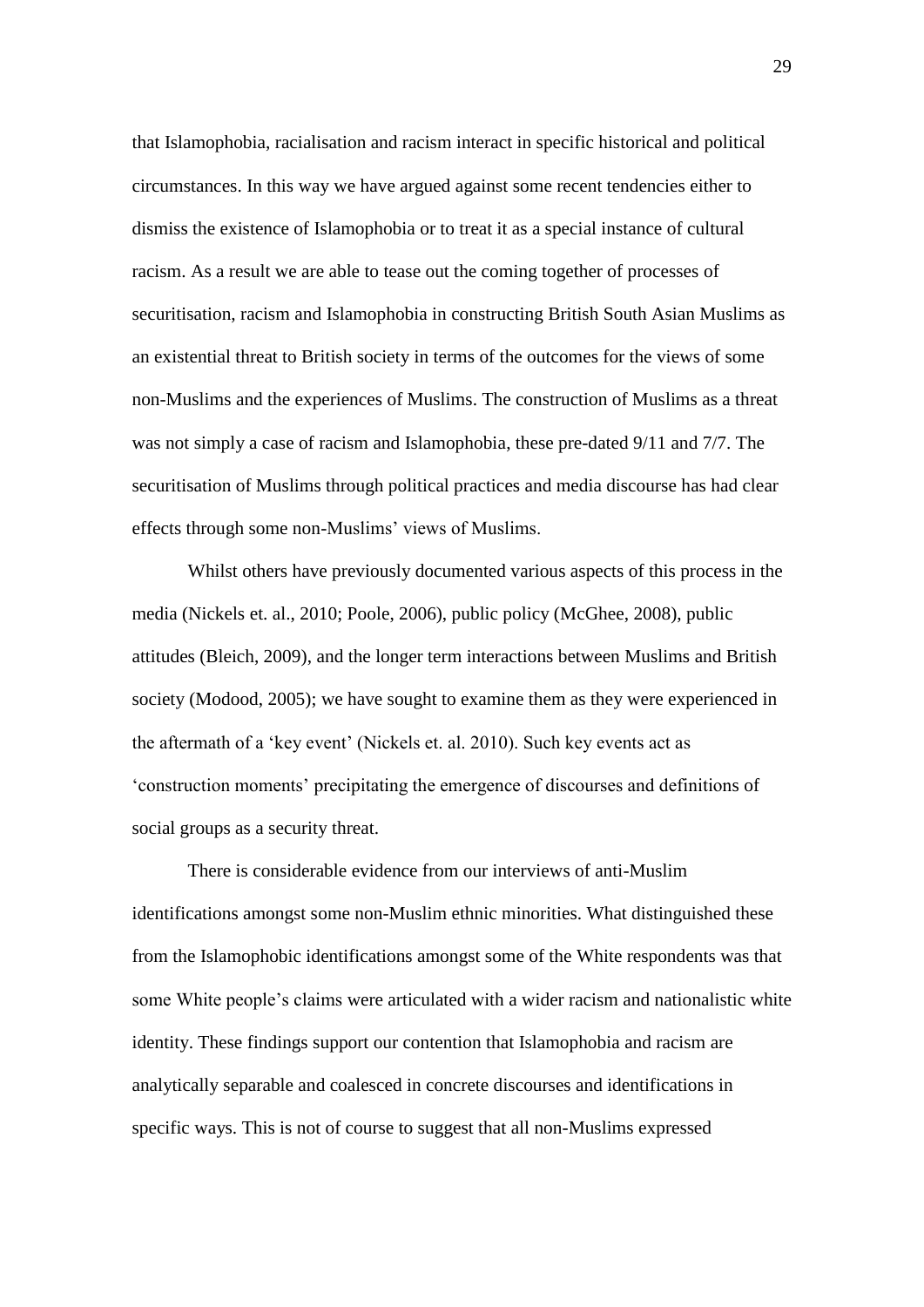that Islamophobia, racialisation and racism interact in specific historical and political circumstances. In this way we have argued against some recent tendencies either to dismiss the existence of Islamophobia or to treat it as a special instance of cultural racism. As a result we are able to tease out the coming together of processes of securitisation, racism and Islamophobia in constructing British South Asian Muslims as an existential threat to British society in terms of the outcomes for the views of some non-Muslims and the experiences of Muslims. The construction of Muslims as a threat was not simply a case of racism and Islamophobia, these pre-dated 9/11 and 7/7. The securitisation of Muslims through political practices and media discourse has had clear effects through some non-Muslims' views of Muslims.

Whilst others have previously documented various aspects of this process in the media (Nickels et. al., 2010; Poole, 2006), public policy (McGhee, 2008), public attitudes (Bleich, 2009), and the longer term interactions between Muslims and British society (Modood, 2005); we have sought to examine them as they were experienced in the aftermath of a 'key event' (Nickels et. al. 2010). Such key events act as 'construction moments' precipitating the emergence of discourses and definitions of social groups as a security threat.

There is considerable evidence from our interviews of anti-Muslim identifications amongst some non-Muslim ethnic minorities. What distinguished these from the Islamophobic identifications amongst some of the White respondents was that some White people's claims were articulated with a wider racism and nationalistic white identity. These findings support our contention that Islamophobia and racism are analytically separable and coalesced in concrete discourses and identifications in specific ways. This is not of course to suggest that all non-Muslims expressed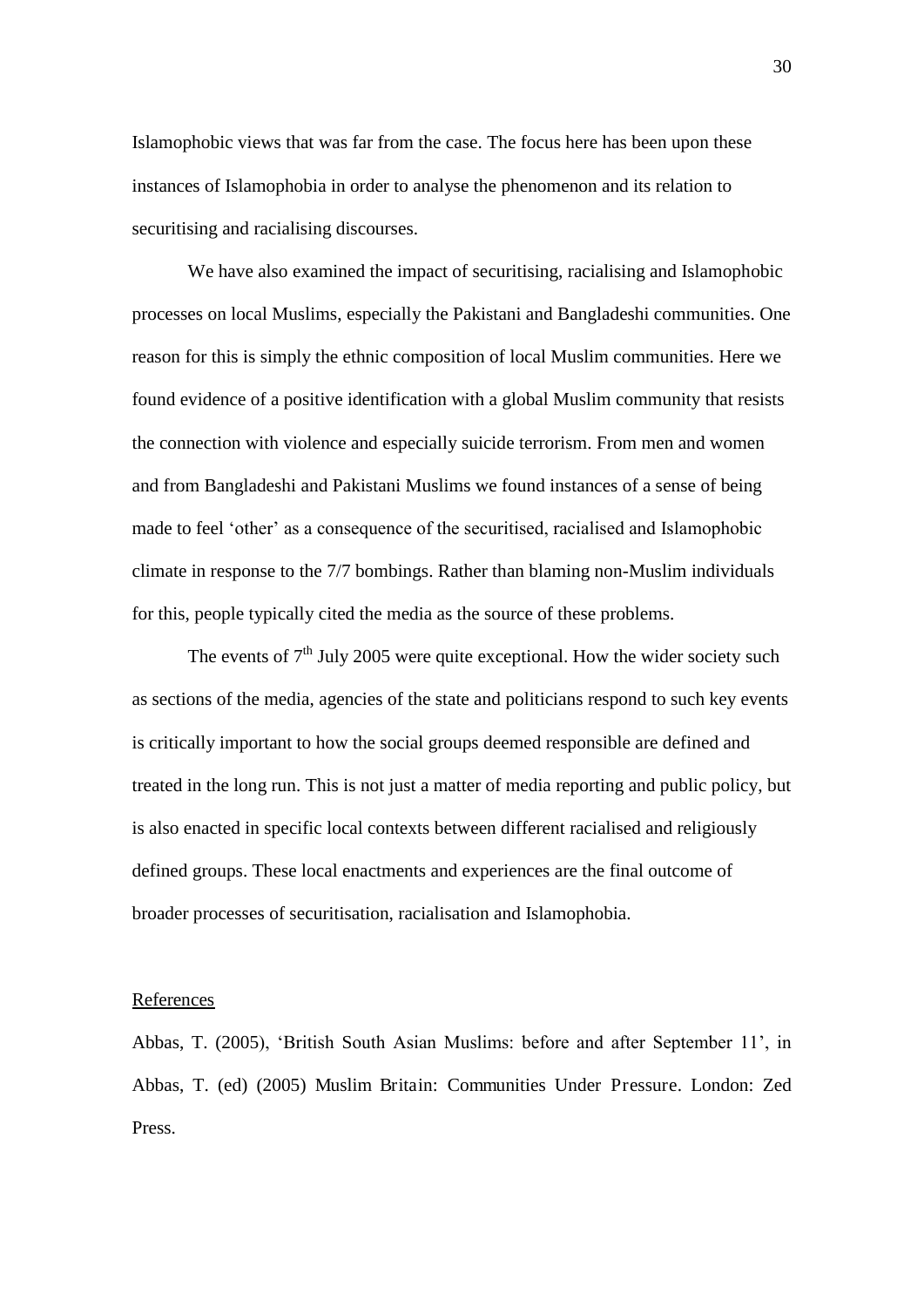Islamophobic views that was far from the case. The focus here has been upon these instances of Islamophobia in order to analyse the phenomenon and its relation to securitising and racialising discourses.

We have also examined the impact of securitising, racialising and Islamophobic processes on local Muslims, especially the Pakistani and Bangladeshi communities. One reason for this is simply the ethnic composition of local Muslim communities. Here we found evidence of a positive identification with a global Muslim community that resists the connection with violence and especially suicide terrorism. From men and women and from Bangladeshi and Pakistani Muslims we found instances of a sense of being made to feel 'other' as a consequence of the securitised, racialised and Islamophobic climate in response to the 7/7 bombings. Rather than blaming non-Muslim individuals for this, people typically cited the media as the source of these problems.

The events of 7th July 2005 were quite exceptional. How the wider society such as sections of the media, agencies of the state and politicians respond to such key events is critically important to how the social groups deemed responsible are defined and treated in the long run. This is not just a matter of media reporting and public policy, but is also enacted in specific local contexts between different racialised and religiously defined groups. These local enactments and experiences are the final outcome of broader processes of securitisation, racialisation and Islamophobia.

## References

Abbas, T. (2005), 'British South Asian Muslims: before and after September 11', in Abbas, T. (ed) (2005) Muslim Britain: Communities Under Pressure. London: Zed Press.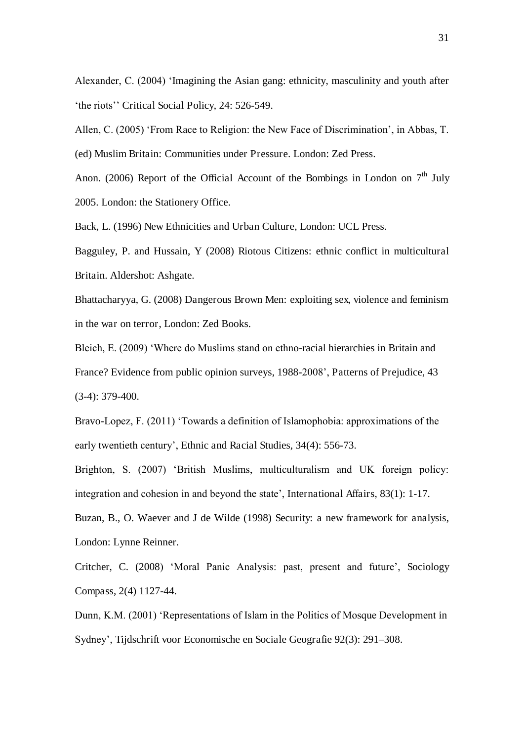Alexander, C. (2004) 'Imagining the Asian gang: ethnicity, masculinity and youth after 'the riots'' Critical Social Policy, 24: 526-549.

Allen, C. (2005) 'From Race to Religion: the New Face of Discrimination', in Abbas, T. (ed) Muslim Britain: Communities under Pressure. London: Zed Press.

Anon. (2006) Report of the Official Account of the Bombings in London on 7th July 2005. London: the Stationery Office.

Back, L. (1996) New Ethnicities and Urban Culture, London: UCL Press.

Bagguley, P. and Hussain, Y (2008) Riotous Citizens: ethnic conflict in multicultural Britain. Aldershot: Ashgate.

Bhattacharyya, G. (2008) Dangerous Brown Men: exploiting sex, violence and feminism in the war on terror, London: Zed Books.

Bleich, E. (2009) 'Where do Muslims stand on ethno-racial hierarchies in Britain and France? Evidence from public opinion surveys, 1988-2008', Patterns of Prejudice, 43 (3-4): 379-400.

Bravo-Lopez, F. (2011) 'Towards a definition of Islamophobia: approximations of the early twentieth century', Ethnic and Racial Studies, 34(4): 556-73.

Brighton, S. (2007) 'British Muslims, multiculturalism and UK foreign policy: integration and cohesion in and beyond the state', International Affairs, 83(1): 1-17.

Buzan, B., O. Waever and J de Wilde (1998) Security: a new framework for analysis, London: Lynne Reinner.

Critcher, C. (2008) 'Moral Panic Analysis: past, present and future', Sociology Compass, 2(4) 1127-44.

Dunn, K.M. (2001) 'Representations of Islam in the Politics of Mosque Development in Sydney', Tijdschrift voor Economische en Sociale Geografie 92(3): 291–308.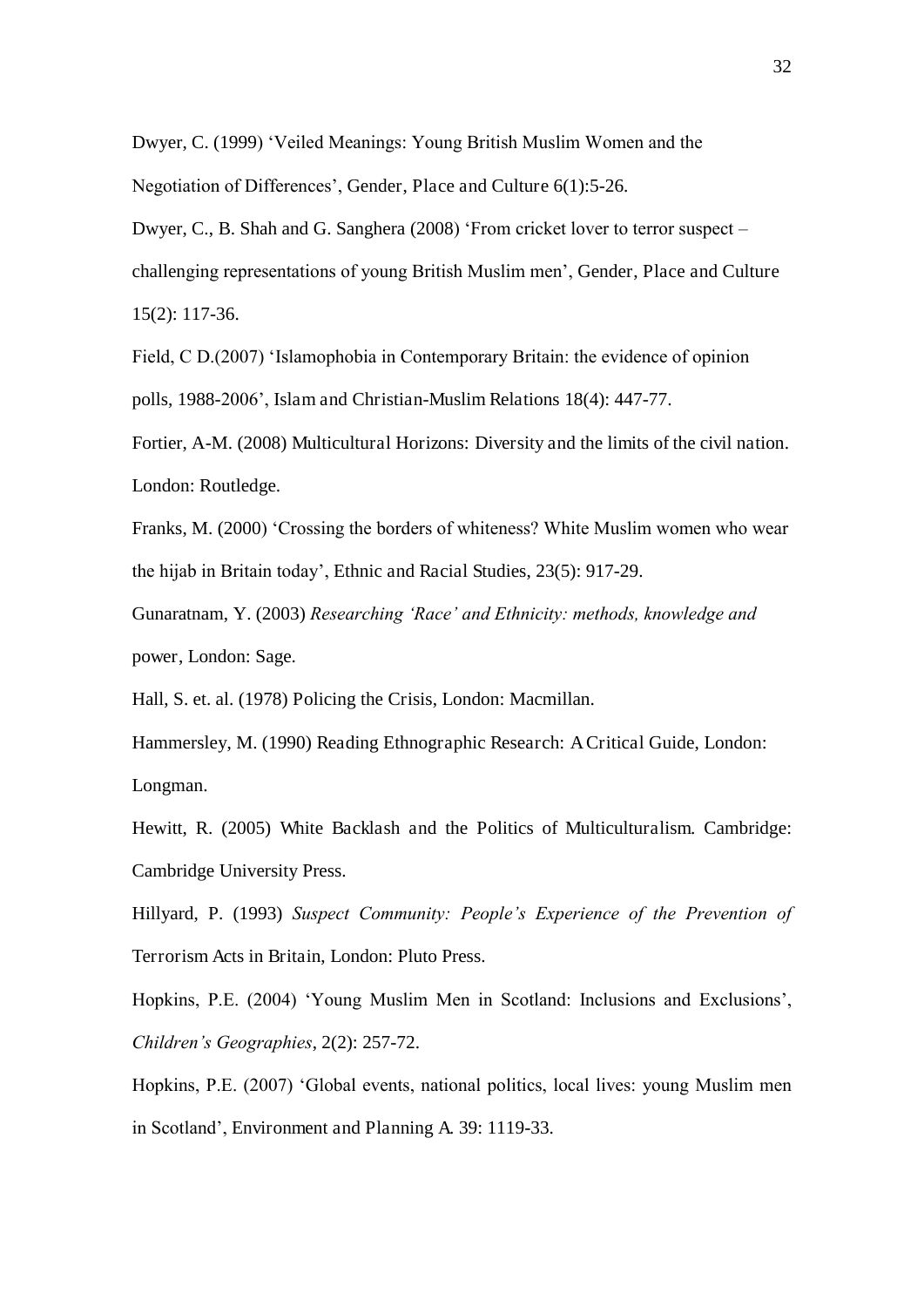Dwyer, C. (1999) 'Veiled Meanings: Young British Muslim Women and the Negotiation of Differences', Gender, Place and Culture 6(1):5-26.

Dwyer, C., B. Shah and G. Sanghera (2008) 'From cricket lover to terror suspect – challenging representations of young British Muslim men', Gender, Place and Culture 15(2): 117-36.

Field, C D.(2007) 'Islamophobia in Contemporary Britain: the evidence of opinion polls, 1988-2006', Islam and Christian-Muslim Relations 18(4): 447-77.

Fortier, A-M. (2008) Multicultural Horizons: Diversity and the limits of the civil nation. London: Routledge.

Franks, M. (2000) 'Crossing the borders of whiteness? White Muslim women who wear the hijab in Britain today', Ethnic and Racial Studies, 23(5): 917-29.

Gunaratnam, Y. (2003) *Researching 'Race' and Ethnicity: methods, knowledge and* power, London: Sage.

Hall, S. et. al. (1978) Policing the Crisis, London: Macmillan.

Hammersley, M. (1990) Reading Ethnographic Research: A Critical Guide, London: Longman.

Hewitt, R. (2005) White Backlash and the Politics of Multiculturalism. Cambridge: Cambridge University Press.

Hillyard, P. (1993) *Suspect Community: People's Experience of the Prevention of* Terrorism Acts in Britain, London: Pluto Press.

Hopkins, P.E. (2004) 'Young Muslim Men in Scotland: Inclusions and Exclusions', *Children's Geographies*, 2(2): 257-72.

Hopkins, P.E. (2007) 'Global events, national politics, local lives: young Muslim men in Scotland', Environment and Planning A. 39: 1119-33.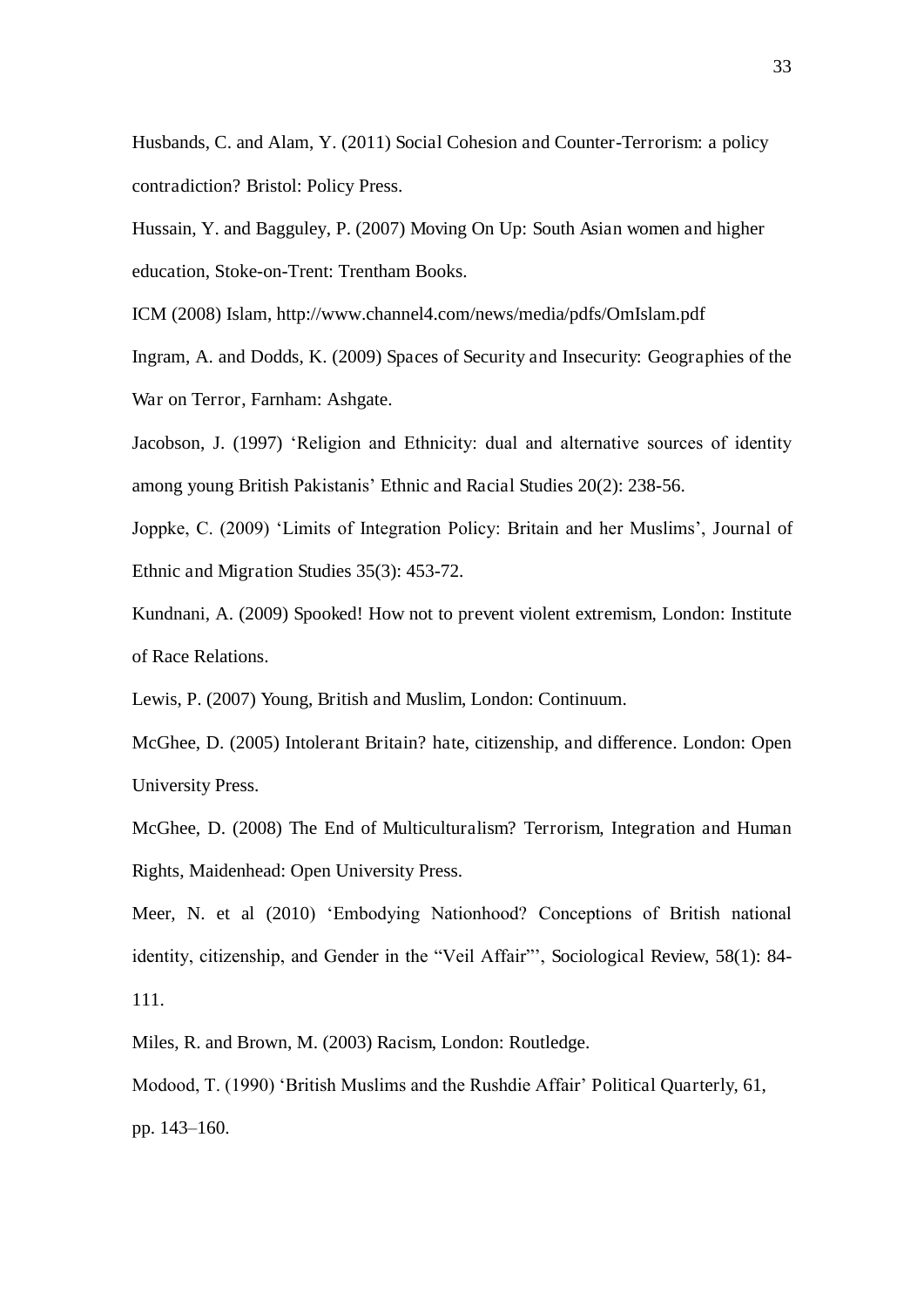Husbands, C. and Alam, Y. (2011) Social Cohesion and Counter-Terrorism: a policy contradiction? Bristol: Policy Press.

Hussain, Y. and Bagguley, P. (2007) Moving On Up: South Asian women and higher education, Stoke-on-Trent: Trentham Books.

ICM (2008) Islam, http://www.channel4.com/news/media/pdfs/OmIslam.pdf

Ingram, A. and Dodds, K. (2009) Spaces of Security and Insecurity: Geographies of the War on Terror, Farnham: Ashgate.

Jacobson, J. (1997) 'Religion and Ethnicity: dual and alternative sources of identity among young British Pakistanis' Ethnic and Racial Studies 20(2): 238-56.

Joppke, C. (2009) 'Limits of Integration Policy: Britain and her Muslims', Journal of Ethnic and Migration Studies 35(3): 453-72.

Kundnani, A. (2009) Spooked! How not to prevent violent extremism, London: Institute of Race Relations.

Lewis, P. (2007) Young, British and Muslim, London: Continuum.

McGhee, D. (2005) Intolerant Britain? hate, citizenship, and difference. London: Open University Press.

McGhee, D. (2008) The End of Multiculturalism? Terrorism, Integration and Human Rights, Maidenhead: Open University Press.

Meer, N. et al (2010) 'Embodying Nationhood? Conceptions of British national identity, citizenship, and Gender in the "Veil Affair"', Sociological Review, 58(1): 84-111.

Miles, R. and Brown, M. (2003) Racism, London: Routledge.

Modood, T. (1990) 'British Muslims and the Rushdie Affair' Political Quarterly, 61, pp. 143–160.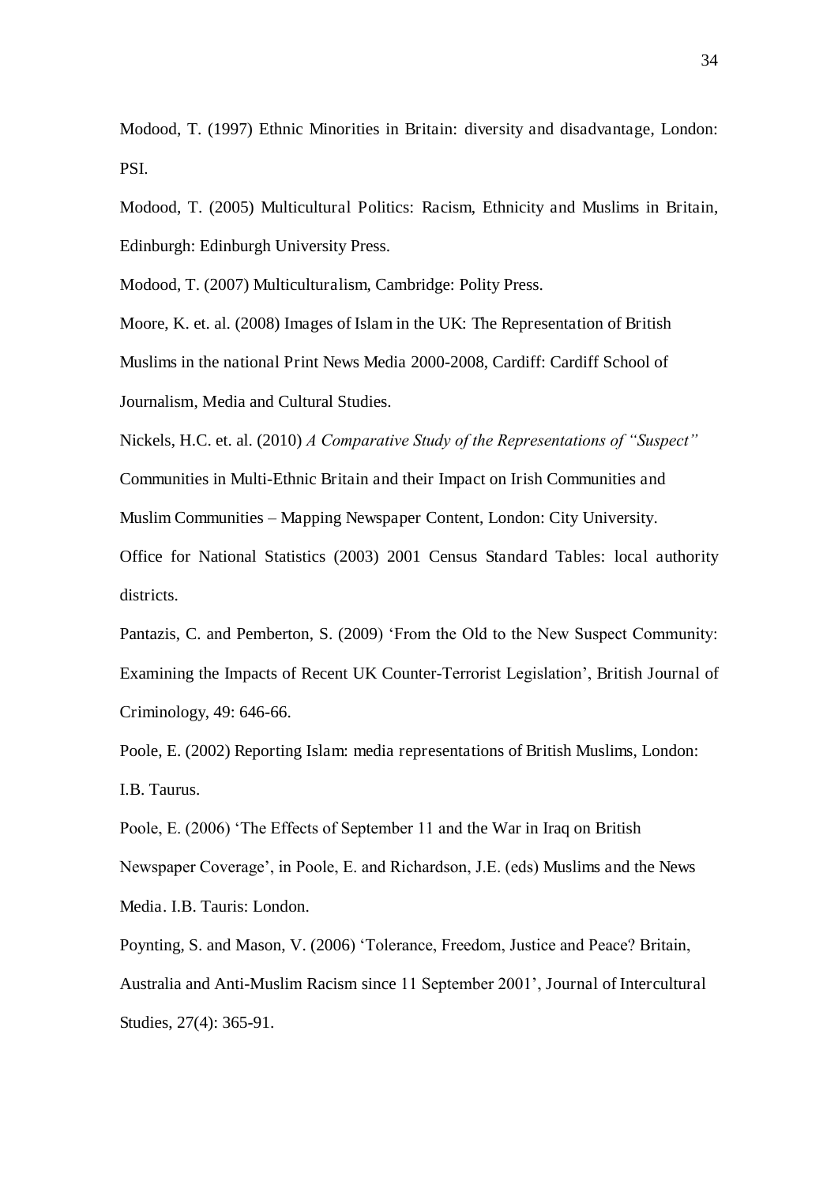Modood, T. (1997) Ethnic Minorities in Britain: diversity and disadvantage, London: PSI.

Modood, T. (2005) Multicultural Politics: Racism, Ethnicity and Muslims in Britain, Edinburgh: Edinburgh University Press.

Modood, T. (2007) Multiculturalism, Cambridge: Polity Press.

Moore, K. et. al. (2008) Images of Islam in the UK: The Representation of British Muslims in the national Print News Media 2000-2008, Cardiff: Cardiff School of Journalism, Media and Cultural Studies.

Nickels, H.C. et. al. (2010) *A Comparative Study of the Representations of "Suspect"* Communities in Multi-Ethnic Britain and their Impact on Irish Communities and Muslim Communities – Mapping Newspaper Content, London: City University.

Office for National Statistics (2003) 2001 Census Standard Tables: local authority districts.

Pantazis, C. and Pemberton, S. (2009) 'From the Old to the New Suspect Community: Examining the Impacts of Recent UK Counter-Terrorist Legislation', British Journal of Criminology, 49: 646-66.

Poole, E. (2002) Reporting Islam: media representations of British Muslims, London: I.B. Taurus.

Poole, E. (2006) 'The Effects of September 11 and the War in Iraq on British Newspaper Coverage', in Poole, E. and Richardson, J.E. (eds) Muslims and the News Media. I.B. Tauris: London.

Poynting, S. and Mason, V. (2006) 'Tolerance, Freedom, Justice and Peace? Britain, Australia and Anti-Muslim Racism since 11 September 2001', Journal of Intercultural Studies, 27(4): 365-91.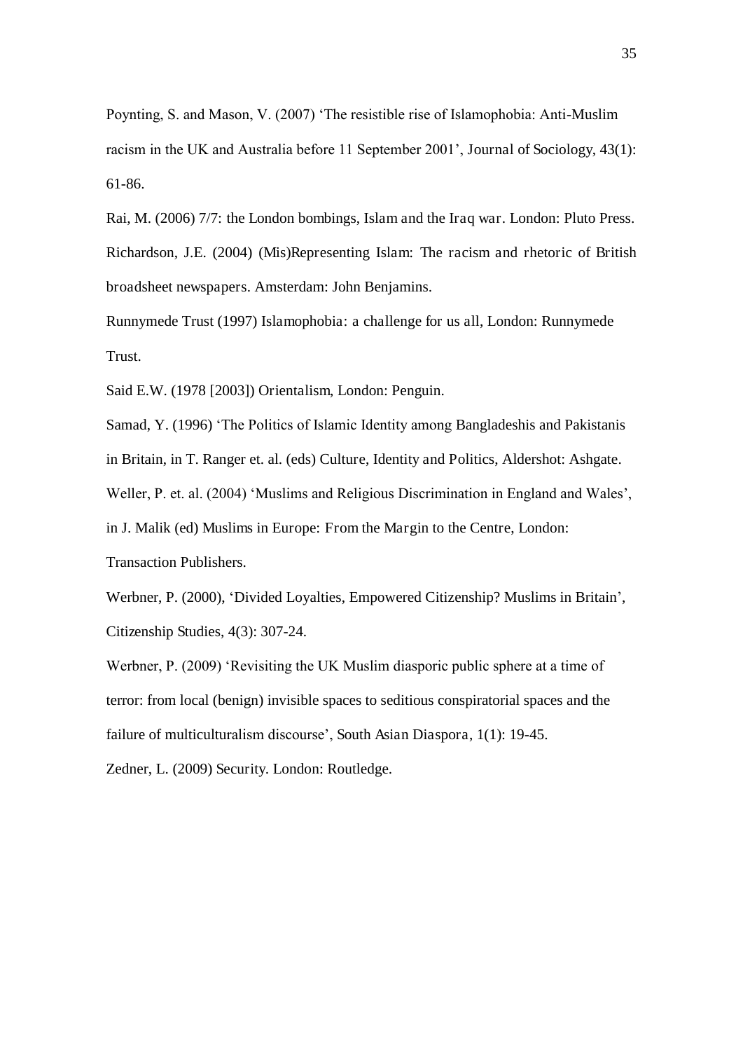Poynting, S. and Mason, V. (2007) 'The resistible rise of Islamophobia: Anti-Muslim racism in the UK and Australia before 11 September 2001', Journal of Sociology, 43(1): 61-86.

Rai, M. (2006) 7/7: the London bombings, Islam and the Iraq war. London: Pluto Press.

Richardson, J.E. (2004) (Mis)Representing Islam: The racism and rhetoric of British broadsheet newspapers. Amsterdam: John Benjamins.

Runnymede Trust (1997) Islamophobia: a challenge for us all, London: Runnymede Trust.

Said E.W. (1978 [2003]) Orientalism, London: Penguin.

Samad, Y. (1996) 'The Politics of Islamic Identity among Bangladeshis and Pakistanis in Britain, in T. Ranger et. al. (eds) Culture, Identity and Politics, Aldershot: Ashgate.

Weller, P. et. al. (2004) 'Muslims and Religious Discrimination in England and Wales', in J. Malik (ed) Muslims in Europe: From the Margin to the Centre, London: Transaction Publishers.

Werbner, P. (2000), 'Divided Loyalties, Empowered Citizenship? Muslims in Britain', Citizenship Studies, 4(3): 307-24.

Werbner, P. (2009) 'Revisiting the UK Muslim diasporic public sphere at a time of terror: from local (benign) invisible spaces to seditious conspiratorial spaces and the failure of multiculturalism discourse', South Asian Diaspora, 1(1): 19-45.

Zedner, L. (2009) Security. London: Routledge.